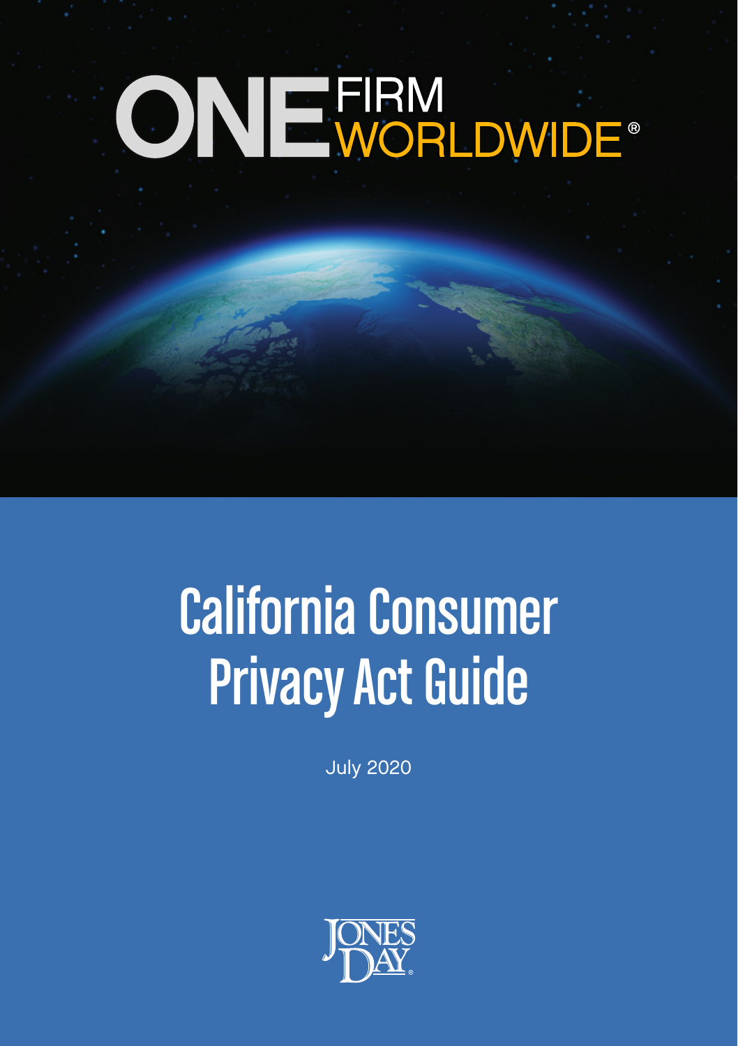ONE FIRM WORLDWIDE®

# California Consumer Privacy Act Guide

July 2020

JONES DAY®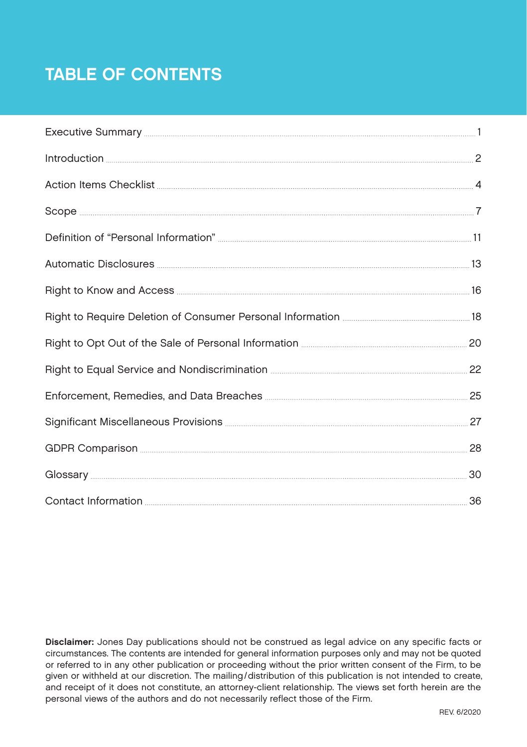# TABLE OF CONTENTS

Executive Summary ..... 1

Introduction ..... 2

Action Items Checklist ..... 4

Scope ..... 7

Definition of "Personal Information" ..... 11

Automatic Disclosures ..... 13

Right to Know and Access ..... 16

Right to Require Deletion of Consumer Personal Information ..... 18

Right to Opt Out of the Sale of Personal Information ..... 20

Right to Equal Service and Nondiscrimination ..... 22

Enforcement, Remedies, and Data Breaches ..... 25

Significant Miscellaneous Provisions ..... 27

GDPR Comparison ..... 28

Glossary ..... 30

Contact Information ..... 36

**Disclaimer:** Jones Day publications should not be construed as legal advice on any specific facts or circumstances. The contents are intended for general information purposes only and may not be quoted or referred to in any other publication or proceeding without the prior written consent of the Firm, to be given or withheld at our discretion. The mailing/distribution of this publication is not intended to create, and receipt of it does not constitute, an attorney-client relationship. The views set forth herein are the personal views of the authors and do not necessarily reflect those of the Firm.

REV. 6/2020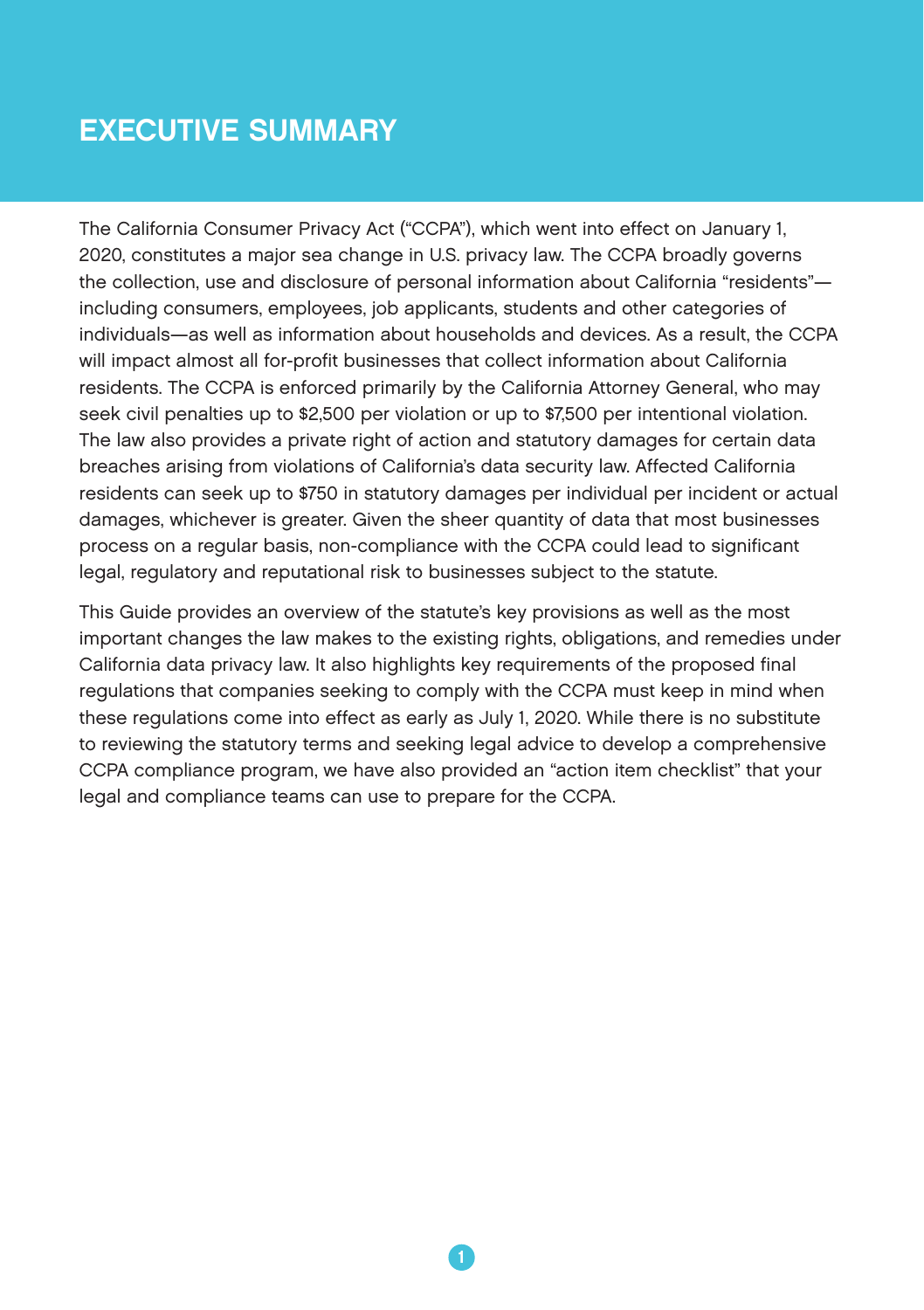# EXECUTIVE SUMMARY

The California Consumer Privacy Act ("CCPA"), which went into effect on January 1, 2020, constitutes a major sea change in U.S. privacy law. The CCPA broadly governs the collection, use and disclosure of personal information about California "residents"—including consumers, employees, job applicants, students and other categories of individuals—as well as information about households and devices. As a result, the CCPA will impact almost all for-profit businesses that collect information about California residents. The CCPA is enforced primarily by the California Attorney General, who may seek civil penalties up to $2,500 per violation or up to $7,500 per intentional violation. The law also provides a private right of action and statutory damages for certain data breaches arising from violations of California's data security law. Affected California residents can seek up to $750 in statutory damages per individual per incident or actual damages, whichever is greater. Given the sheer quantity of data that most businesses process on a regular basis, non-compliance with the CCPA could lead to significant legal, regulatory and reputational risk to businesses subject to the statute.

This Guide provides an overview of the statute's key provisions as well as the most important changes the law makes to the existing rights, obligations, and remedies under California data privacy law. It also highlights key requirements of the proposed final regulations that companies seeking to comply with the CCPA must keep in mind when these regulations come into effect as early as July 1, 2020. While there is no substitute to reviewing the statutory terms and seeking legal advice to develop a comprehensive CCPA compliance program, we have also provided an "action item checklist" that your legal and compliance teams can use to prepare for the CCPA.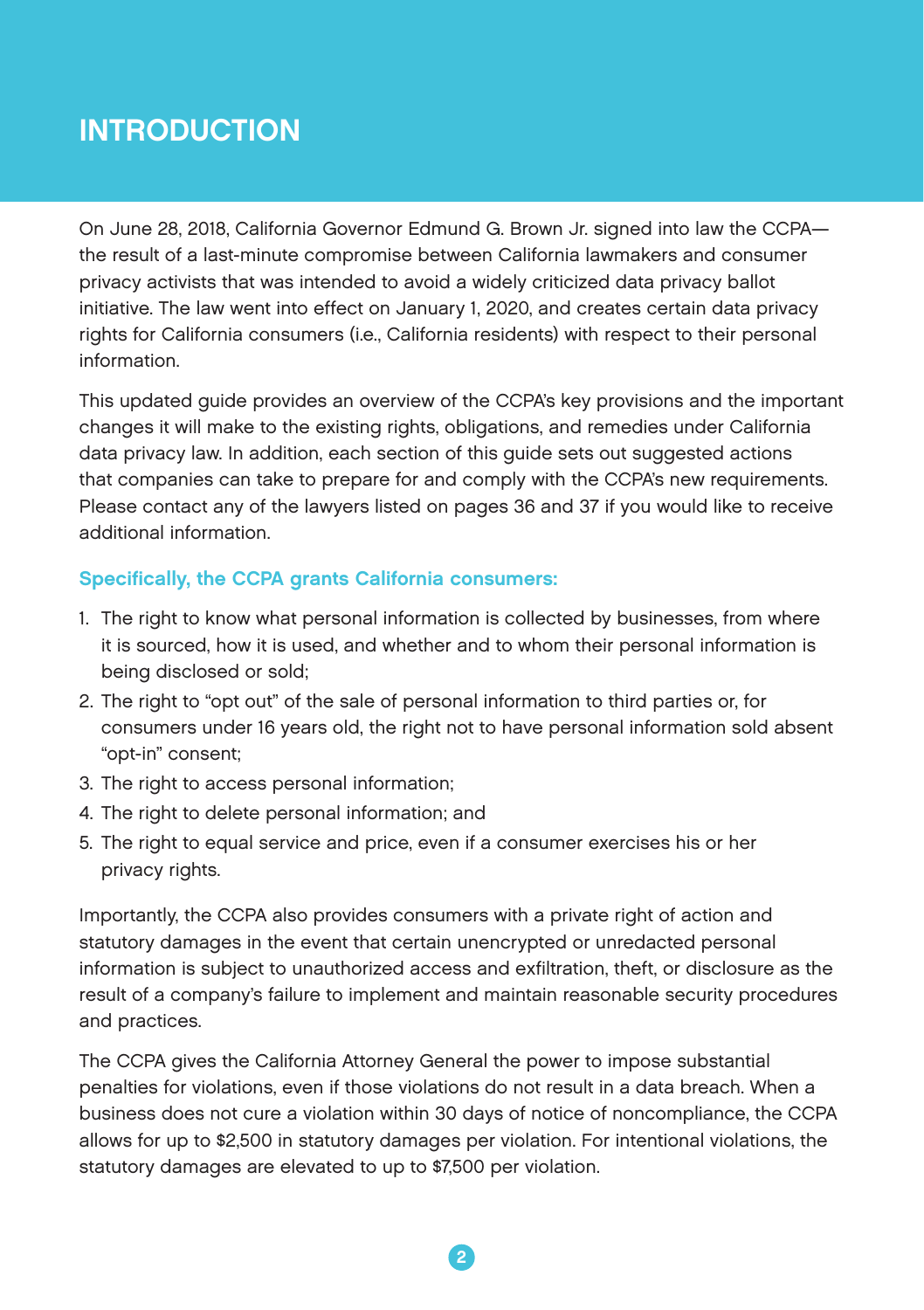# INTRODUCTION

On June 28, 2018, California Governor Edmund G. Brown Jr. signed into law the CCPA—the result of a last-minute compromise between California lawmakers and consumer privacy activists that was intended to avoid a widely criticized data privacy ballot initiative. The law went into effect on January 1, 2020, and creates certain data privacy rights for California consumers (i.e., California residents) with respect to their personal information.

This updated guide provides an overview of the CCPA's key provisions and the important changes it will make to the existing rights, obligations, and remedies under California data privacy law. In addition, each section of this guide sets out suggested actions that companies can take to prepare for and comply with the CCPA's new requirements. Please contact any of the lawyers listed on pages 36 and 37 if you would like to receive additional information.

### Specifically, the CCPA grants California consumers:

1. The right to know what personal information is collected by businesses, from where it is sourced, how it is used, and whether and to whom their personal information is being disclosed or sold;
2. The right to "opt out" of the sale of personal information to third parties or, for consumers under 16 years old, the right not to have personal information sold absent "opt-in" consent;
3. The right to access personal information;
4. The right to delete personal information; and
5. The right to equal service and price, even if a consumer exercises his or her privacy rights.

Importantly, the CCPA also provides consumers with a private right of action and statutory damages in the event that certain unencrypted or unredacted personal information is subject to unauthorized access and exfiltration, theft, or disclosure as the result of a company's failure to implement and maintain reasonable security procedures and practices.

The CCPA gives the California Attorney General the power to impose substantial penalties for violations, even if those violations do not result in a data breach. When a business does not cure a violation within 30 days of notice of noncompliance, the CCPA allows for up to $2,500 in statutory damages per violation. For intentional violations, the statutory damages are elevated to up to $7,500 per violation.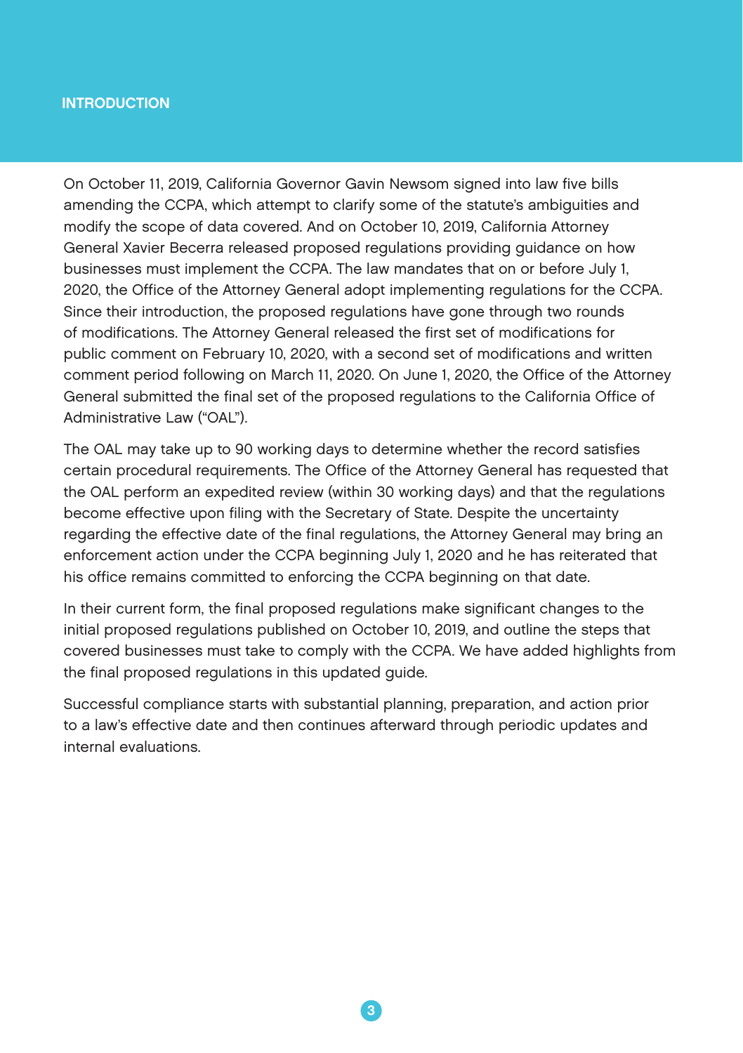## INTRODUCTION

On October 11, 2019, California Governor Gavin Newsom signed into law five bills amending the CCPA, which attempt to clarify some of the statute's ambiguities and modify the scope of data covered. And on October 10, 2019, California Attorney General Xavier Becerra released proposed regulations providing guidance on how businesses must implement the CCPA. The law mandates that on or before July 1, 2020, the Office of the Attorney General adopt implementing regulations for the CCPA. Since their introduction, the proposed regulations have gone through two rounds of modifications. The Attorney General released the first set of modifications for public comment on February 10, 2020, with a second set of modifications and written comment period following on March 11, 2020. On June 1, 2020, the Office of the Attorney General submitted the final set of the proposed regulations to the California Office of Administrative Law ("OAL").

The OAL may take up to 90 working days to determine whether the record satisfies certain procedural requirements. The Office of the Attorney General has requested that the OAL perform an expedited review (within 30 working days) and that the regulations become effective upon filing with the Secretary of State. Despite the uncertainty regarding the effective date of the final regulations, the Attorney General may bring an enforcement action under the CCPA beginning July 1, 2020 and he has reiterated that his office remains committed to enforcing the CCPA beginning on that date.

In their current form, the final proposed regulations make significant changes to the initial proposed regulations published on October 10, 2019, and outline the steps that covered businesses must take to comply with the CCPA. We have added highlights from the final proposed regulations in this updated guide.

Successful compliance starts with substantial planning, preparation, and action prior to a law's effective date and then continues afterward through periodic updates and internal evaluations.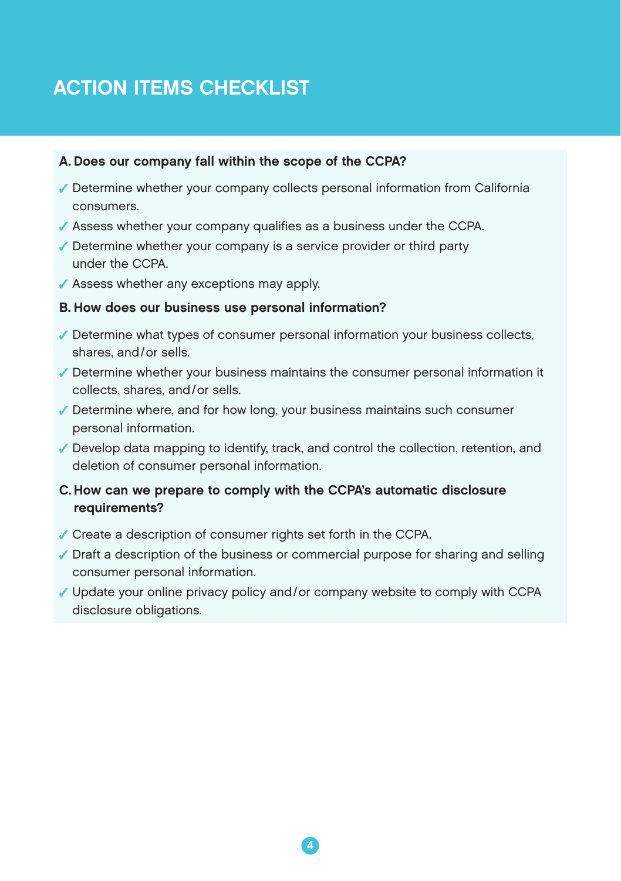# ACTION ITEMS CHECKLIST

**A. Does our company fall within the scope of the CCPA?**

- ✓ Determine whether your company collects personal information from California consumers.
- ✓ Assess whether your company qualifies as a business under the CCPA.
- ✓ Determine whether your company is a service provider or third party under the CCPA.
- ✓ Assess whether any exceptions may apply.

**B. How does our business use personal information?**

- ✓ Determine what types of consumer personal information your business collects, shares, and/or sells.
- ✓ Determine whether your business maintains the consumer personal information it collects, shares, and/or sells.
- ✓ Determine where, and for how long, your business maintains such consumer personal information.
- ✓ Develop data mapping to identify, track, and control the collection, retention, and deletion of consumer personal information.

**C. How can we prepare to comply with the CCPA's automatic disclosure requirements?**

- ✓ Create a description of consumer rights set forth in the CCPA.
- ✓ Draft a description of the business or commercial purpose for sharing and selling consumer personal information.
- ✓ Update your online privacy policy and/or company website to comply with CCPA disclosure obligations.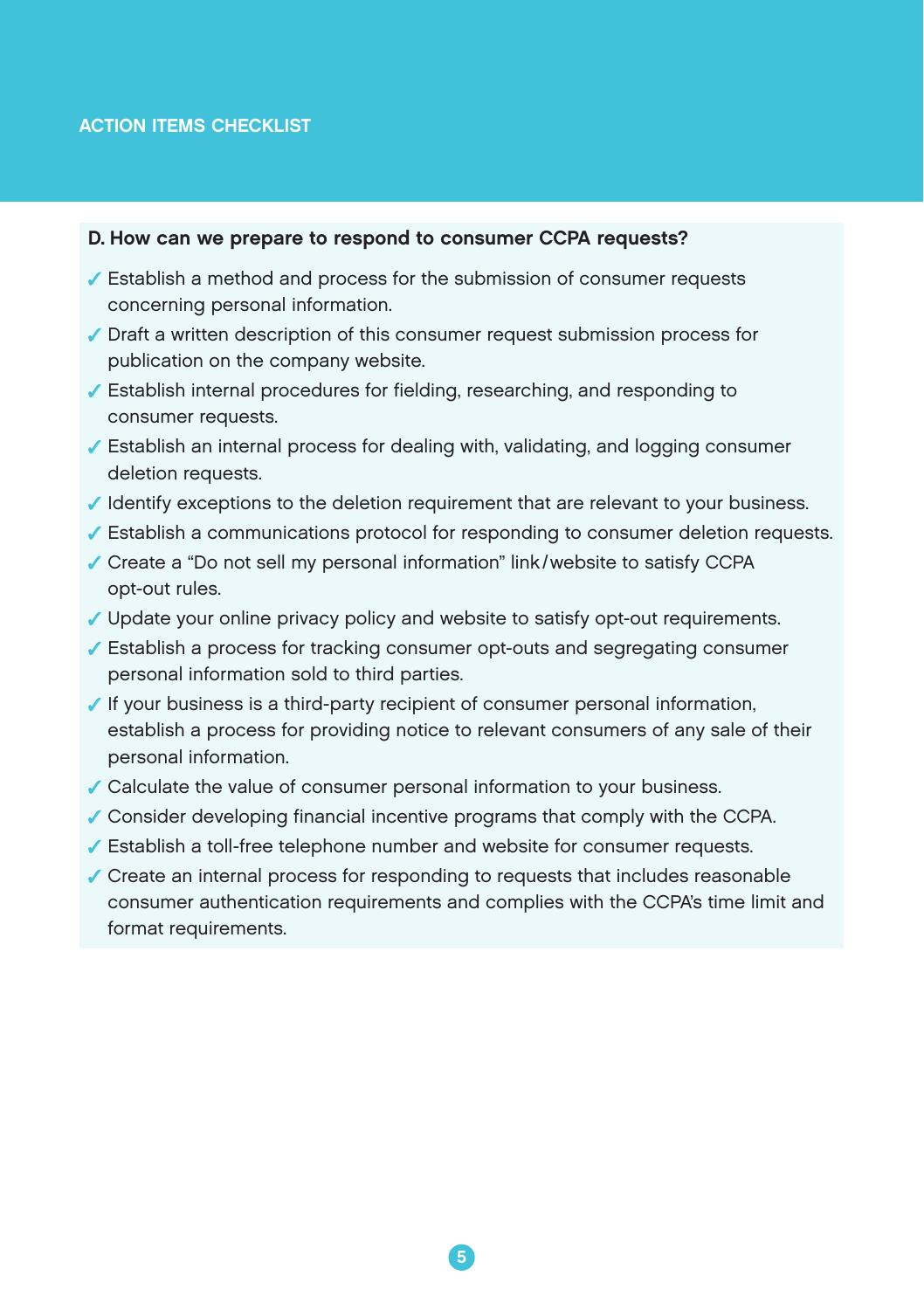ACTION ITEMS CHECKLIST

### D. How can we prepare to respond to consumer CCPA requests?

- ✓ Establish a method and process for the submission of consumer requests concerning personal information.
- ✓ Draft a written description of this consumer request submission process for publication on the company website.
- ✓ Establish internal procedures for fielding, researching, and responding to consumer requests.
- ✓ Establish an internal process for dealing with, validating, and logging consumer deletion requests.
- ✓ Identify exceptions to the deletion requirement that are relevant to your business.
- ✓ Establish a communications protocol for responding to consumer deletion requests.
- ✓ Create a "Do not sell my personal information" link/website to satisfy CCPA opt-out rules.
- ✓ Update your online privacy policy and website to satisfy opt-out requirements.
- ✓ Establish a process for tracking consumer opt-outs and segregating consumer personal information sold to third parties.
- ✓ If your business is a third-party recipient of consumer personal information, establish a process for providing notice to relevant consumers of any sale of their personal information.
- ✓ Calculate the value of consumer personal information to your business.
- ✓ Consider developing financial incentive programs that comply with the CCPA.
- ✓ Establish a toll-free telephone number and website for consumer requests.
- ✓ Create an internal process for responding to requests that includes reasonable consumer authentication requirements and complies with the CCPA's time limit and format requirements.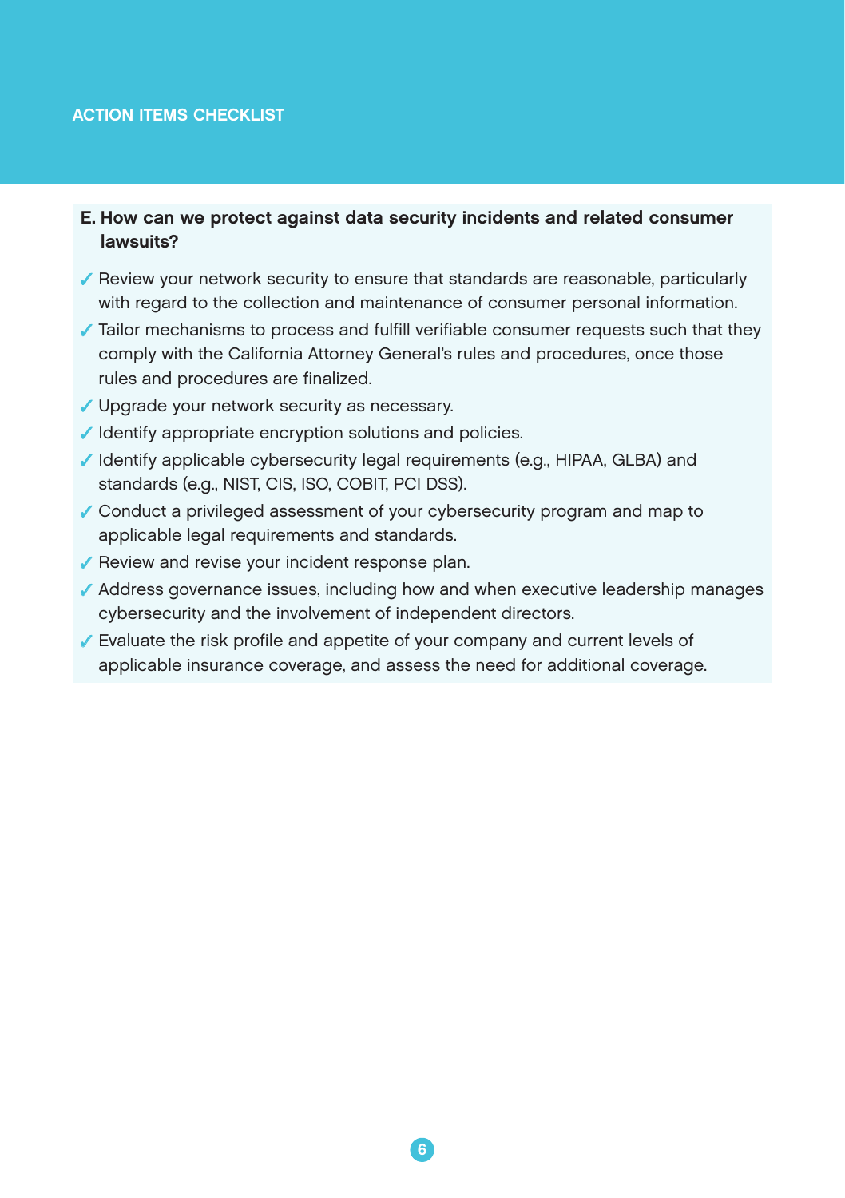## ACTION ITEMS CHECKLIST

**E. How can we protect against data security incidents and related consumer lawsuits?**

- ✓ Review your network security to ensure that standards are reasonable, particularly with regard to the collection and maintenance of consumer personal information.
- ✓ Tailor mechanisms to process and fulfill verifiable consumer requests such that they comply with the California Attorney General's rules and procedures, once those rules and procedures are finalized.
- ✓ Upgrade your network security as necessary.
- ✓ Identify appropriate encryption solutions and policies.
- ✓ Identify applicable cybersecurity legal requirements (e.g., HIPAA, GLBA) and standards (e.g., NIST, CIS, ISO, COBIT, PCI DSS).
- ✓ Conduct a privileged assessment of your cybersecurity program and map to applicable legal requirements and standards.
- ✓ Review and revise your incident response plan.
- ✓ Address governance issues, including how and when executive leadership manages cybersecurity and the involvement of independent directors.
- ✓ Evaluate the risk profile and appetite of your company and current levels of applicable insurance coverage, and assess the need for additional coverage.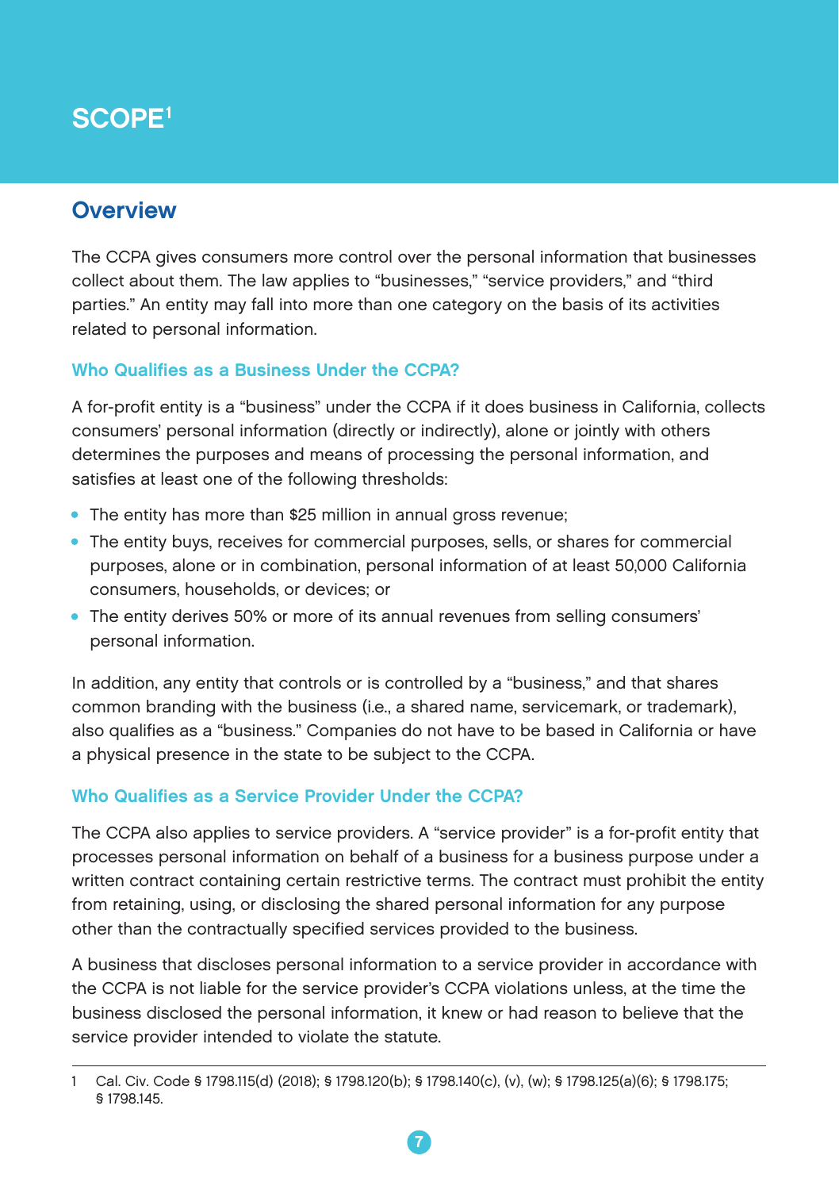# SCOPE[1]

## Overview

The CCPA gives consumers more control over the personal information that businesses collect about them. The law applies to "businesses," "service providers," and "third parties." An entity may fall into more than one category on the basis of its activities related to personal information.

### Who Qualifies as a Business Under the CCPA?

A for-profit entity is a "business" under the CCPA if it does business in California, collects consumers' personal information (directly or indirectly), alone or jointly with others determines the purposes and means of processing the personal information, and satisfies at least one of the following thresholds:

- The entity has more than $25 million in annual gross revenue;
- The entity buys, receives for commercial purposes, sells, or shares for commercial purposes, alone or in combination, personal information of at least 50,000 California consumers, households, or devices; or
- The entity derives 50% or more of its annual revenues from selling consumers' personal information.

In addition, any entity that controls or is controlled by a "business," and that shares common branding with the business (i.e., a shared name, servicemark, or trademark), also qualifies as a "business." Companies do not have to be based in California or have a physical presence in the state to be subject to the CCPA.

### Who Qualifies as a Service Provider Under the CCPA?

The CCPA also applies to service providers. A "service provider" is a for-profit entity that processes personal information on behalf of a business for a business purpose under a written contract containing certain restrictive terms. The contract must prohibit the entity from retaining, using, or disclosing the shared personal information for any purpose other than the contractually specified services provided to the business.

A business that discloses personal information to a service provider in accordance with the CCPA is not liable for the service provider's CCPA violations unless, at the time the business disclosed the personal information, it knew or had reason to believe that the service provider intended to violate the statute.

---

1 Cal. Civ. Code § 1798.115(d) (2018); § 1798.120(b); § 1798.140(c), (v), (w); § 1798.125(a)(6); § 1798.175; § 1798.145.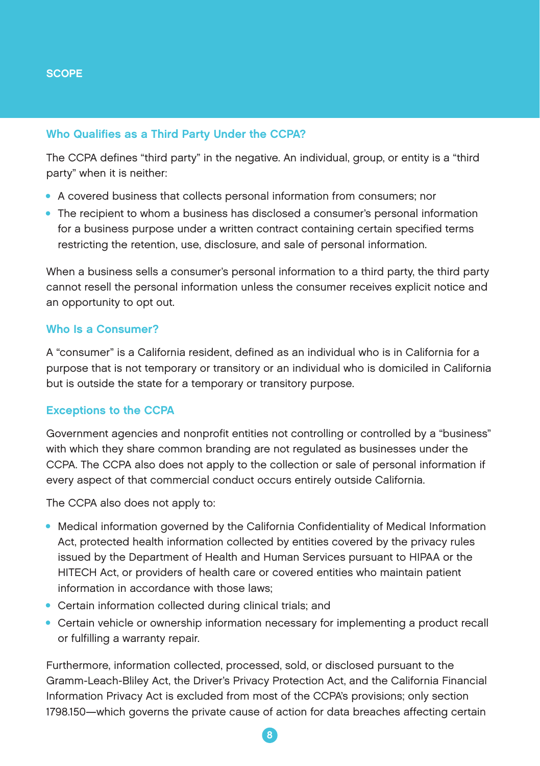### Who Qualifies as a Third Party Under the CCPA?

The CCPA defines "third party" in the negative. An individual, group, or entity is a "third party" when it is neither:

- A covered business that collects personal information from consumers; nor
- The recipient to whom a business has disclosed a consumer's personal information for a business purpose under a written contract containing certain specified terms restricting the retention, use, disclosure, and sale of personal information.

When a business sells a consumer's personal information to a third party, the third party cannot resell the personal information unless the consumer receives explicit notice and an opportunity to opt out.

### Who Is a Consumer?

A "consumer" is a California resident, defined as an individual who is in California for a purpose that is not temporary or transitory or an individual who is domiciled in California but is outside the state for a temporary or transitory purpose.

### Exceptions to the CCPA

Government agencies and nonprofit entities not controlling or controlled by a "business" with which they share common branding are not regulated as businesses under the CCPA. The CCPA also does not apply to the collection or sale of personal information if every aspect of that commercial conduct occurs entirely outside California.

The CCPA also does not apply to:

- Medical information governed by the California Confidentiality of Medical Information Act, protected health information collected by entities covered by the privacy rules issued by the Department of Health and Human Services pursuant to HIPAA or the HITECH Act, or providers of health care or covered entities who maintain patient information in accordance with those laws;
- Certain information collected during clinical trials; and
- Certain vehicle or ownership information necessary for implementing a product recall or fulfilling a warranty repair.

Furthermore, information collected, processed, sold, or disclosed pursuant to the Gramm-Leach-Bliley Act, the Driver's Privacy Protection Act, and the California Financial Information Privacy Act is excluded from most of the CCPA's provisions; only section 1798.150—which governs the private cause of action for data breaches affecting certain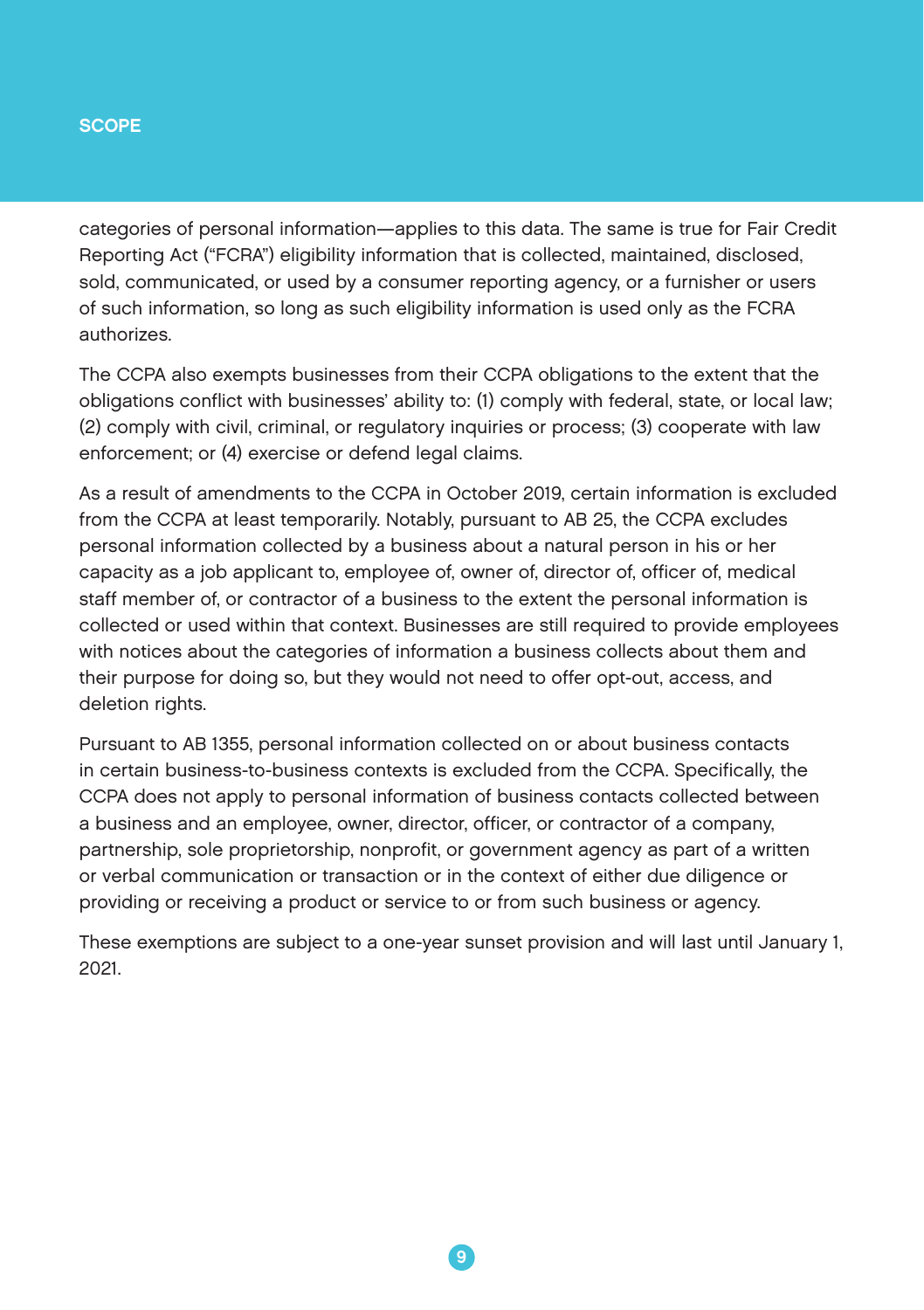categories of personal information—applies to this data. The same is true for Fair Credit Reporting Act ("FCRA") eligibility information that is collected, maintained, disclosed, sold, communicated, or used by a consumer reporting agency, or a furnisher or users of such information, so long as such eligibility information is used only as the FCRA authorizes.

The CCPA also exempts businesses from their CCPA obligations to the extent that the obligations conflict with businesses' ability to: (1) comply with federal, state, or local law; (2) comply with civil, criminal, or regulatory inquiries or process; (3) cooperate with law enforcement; or (4) exercise or defend legal claims.

As a result of amendments to the CCPA in October 2019, certain information is excluded from the CCPA at least temporarily. Notably, pursuant to AB 25, the CCPA excludes personal information collected by a business about a natural person in his or her capacity as a job applicant to, employee of, owner of, director of, officer of, medical staff member of, or contractor of a business to the extent the personal information is collected or used within that context. Businesses are still required to provide employees with notices about the categories of information a business collects about them and their purpose for doing so, but they would not need to offer opt-out, access, and deletion rights.

Pursuant to AB 1355, personal information collected on or about business contacts in certain business-to-business contexts is excluded from the CCPA. Specifically, the CCPA does not apply to personal information of business contacts collected between a business and an employee, owner, director, officer, or contractor of a company, partnership, sole proprietorship, nonprofit, or government agency as part of a written or verbal communication or transaction or in the context of either due diligence or providing or receiving a product or service to or from such business or agency.

These exemptions are subject to a one-year sunset provision and will last until January 1, 2021.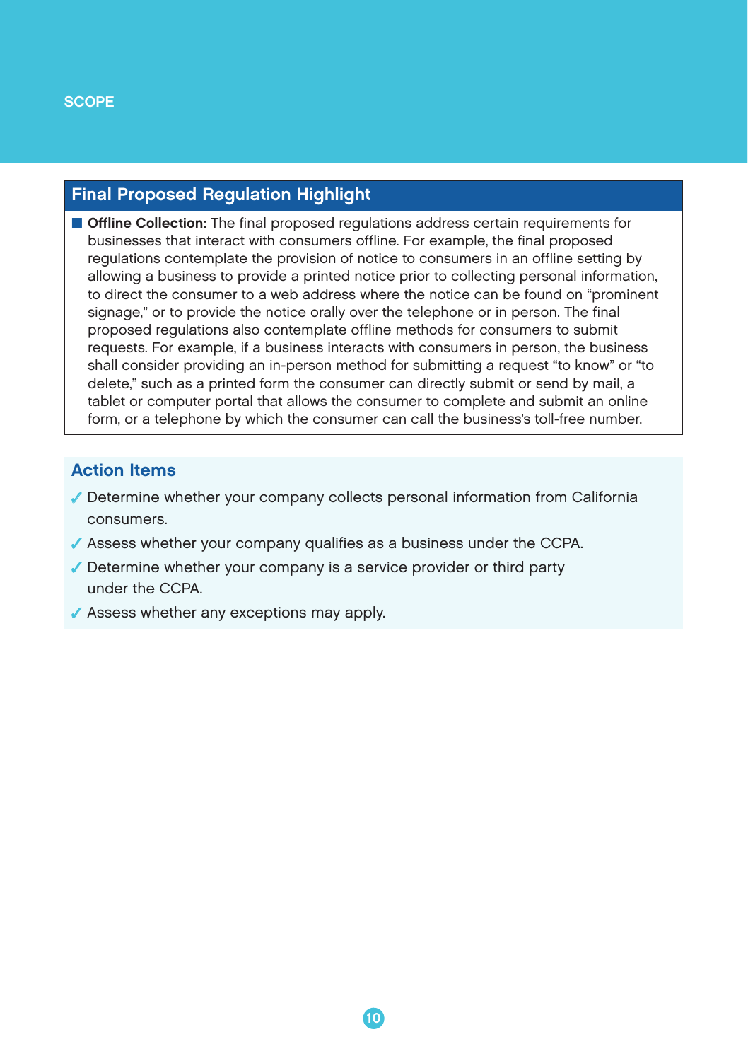## Final Proposed Regulation Highlight

- **Offline Collection:** The final proposed regulations address certain requirements for businesses that interact with consumers offline. For example, the final proposed regulations contemplate the provision of notice to consumers in an offline setting by allowing a business to provide a printed notice prior to collecting personal information, to direct the consumer to a web address where the notice can be found on "prominent signage," or to provide the notice orally over the telephone or in person. The final proposed regulations also contemplate offline methods for consumers to submit requests. For example, if a business interacts with consumers in person, the business shall consider providing an in-person method for submitting a request "to know" or "to delete," such as a printed form the consumer can directly submit or send by mail, a tablet or computer portal that allows the consumer to complete and submit an online form, or a telephone by which the consumer can call the business's toll-free number.

## Action Items

- ✓ Determine whether your company collects personal information from California consumers.
- ✓ Assess whether your company qualifies as a business under the CCPA.
- ✓ Determine whether your company is a service provider or third party under the CCPA.
- ✓ Assess whether any exceptions may apply.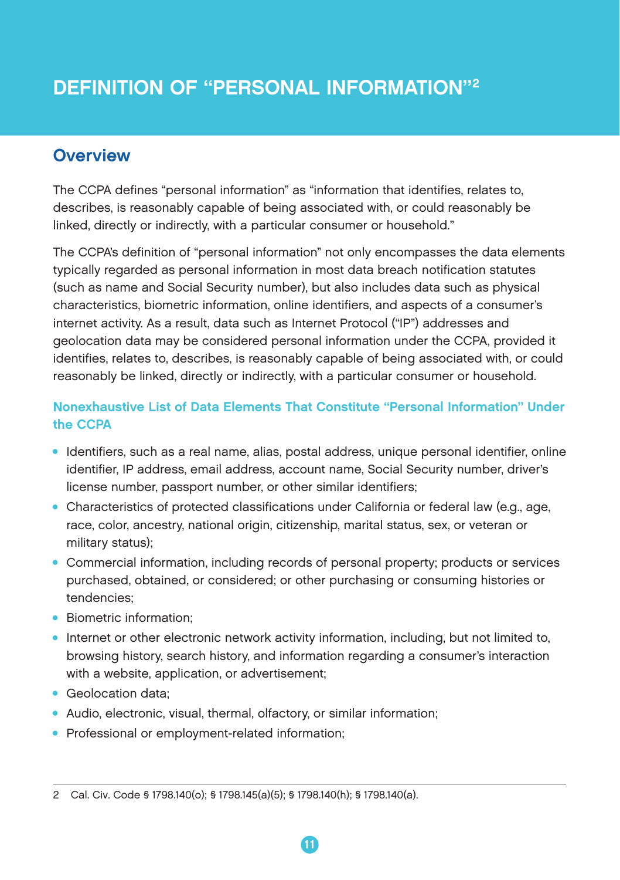# DEFINITION OF "PERSONAL INFORMATION"[2]

## Overview

The CCPA defines "personal information" as "information that identifies, relates to, describes, is reasonably capable of being associated with, or could reasonably be linked, directly or indirectly, with a particular consumer or household."

The CCPA's definition of "personal information" not only encompasses the data elements typically regarded as personal information in most data breach notification statutes (such as name and Social Security number), but also includes data such as physical characteristics, biometric information, online identifiers, and aspects of a consumer's internet activity. As a result, data such as Internet Protocol ("IP") addresses and geolocation data may be considered personal information under the CCPA, provided it identifies, relates to, describes, is reasonably capable of being associated with, or could reasonably be linked, directly or indirectly, with a particular consumer or household.

### Nonexhaustive List of Data Elements That Constitute "Personal Information" Under the CCPA

- Identifiers, such as a real name, alias, postal address, unique personal identifier, online identifier, IP address, email address, account name, Social Security number, driver's license number, passport number, or other similar identifiers;
- Characteristics of protected classifications under California or federal law (e.g., age, race, color, ancestry, national origin, citizenship, marital status, sex, or veteran or military status);
- Commercial information, including records of personal property; products or services purchased, obtained, or considered; or other purchasing or consuming histories or tendencies;
- Biometric information;
- Internet or other electronic network activity information, including, but not limited to, browsing history, search history, and information regarding a consumer's interaction with a website, application, or advertisement;
- Geolocation data;
- Audio, electronic, visual, thermal, olfactory, or similar information;
- Professional or employment-related information;

---

2 Cal. Civ. Code § 1798.140(o); § 1798.145(a)(5); § 1798.140(h); § 1798.140(a).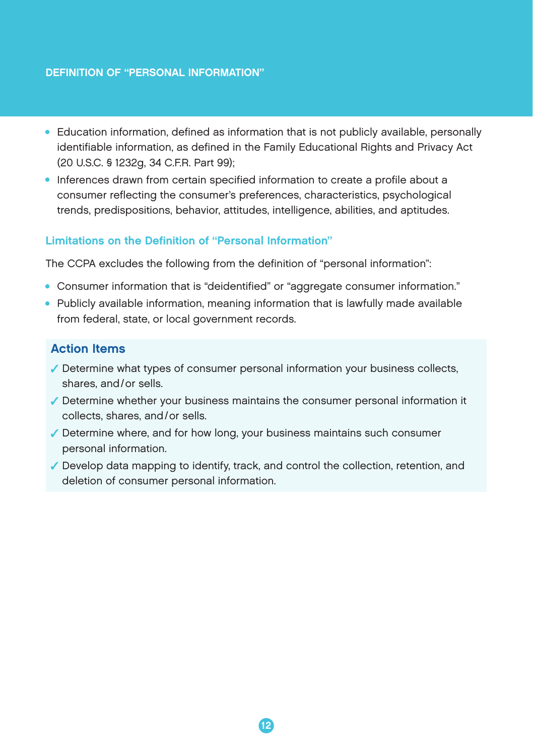- Education information, defined as information that is not publicly available, personally identifiable information, as defined in the Family Educational Rights and Privacy Act (20 U.S.C. § 1232g, 34 C.F.R. Part 99);
- Inferences drawn from certain specified information to create a profile about a consumer reflecting the consumer's preferences, characteristics, psychological trends, predispositions, behavior, attitudes, intelligence, abilities, and aptitudes.

### Limitations on the Definition of "Personal Information"

The CCPA excludes the following from the definition of "personal information":

- Consumer information that is "deidentified" or "aggregate consumer information."
- Publicly available information, meaning information that is lawfully made available from federal, state, or local government records.

### Action Items

- ✓ Determine what types of consumer personal information your business collects, shares, and/or sells.
- ✓ Determine whether your business maintains the consumer personal information it collects, shares, and/or sells.
- ✓ Determine where, and for how long, your business maintains such consumer personal information.
- ✓ Develop data mapping to identify, track, and control the collection, retention, and deletion of consumer personal information.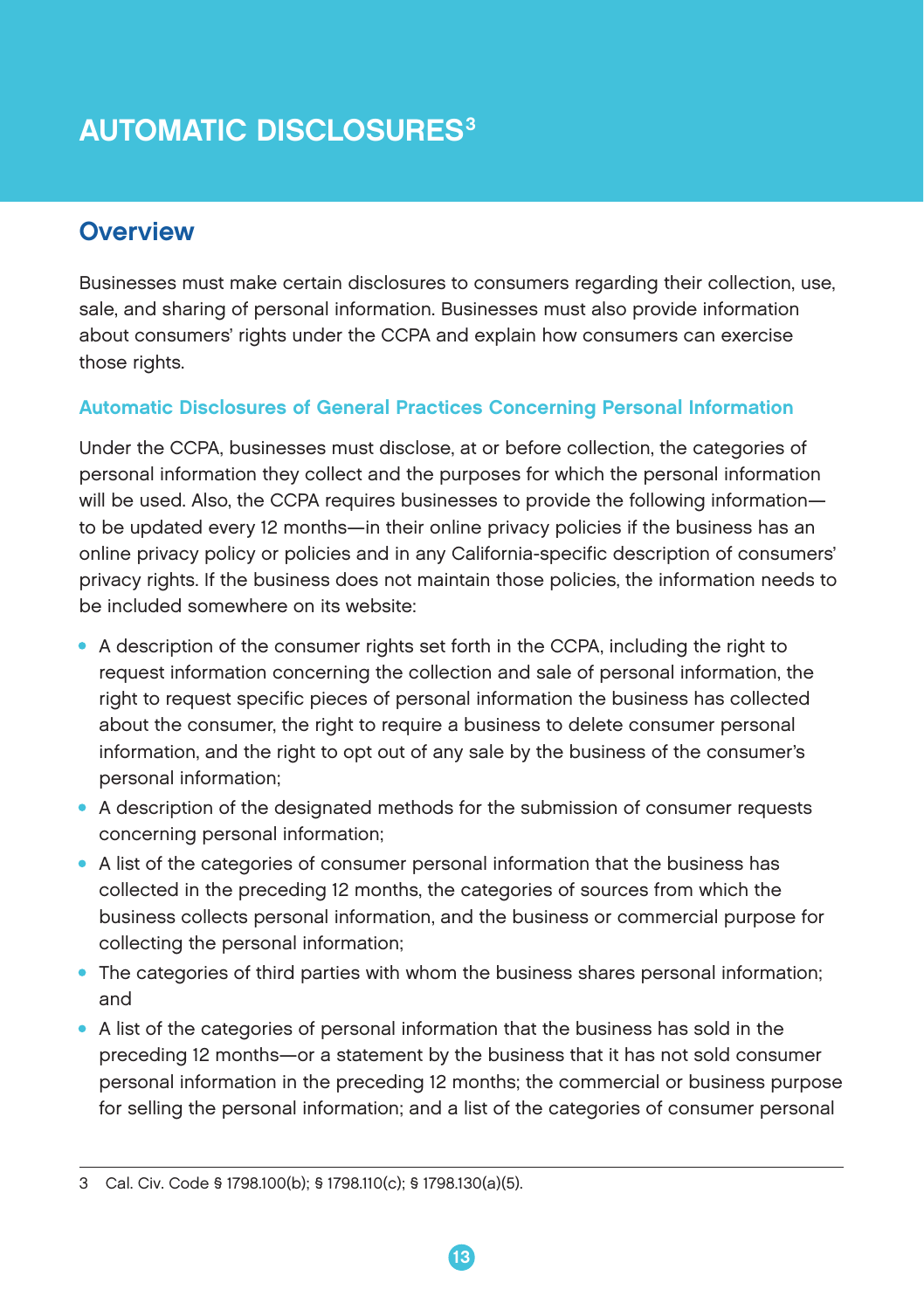# AUTOMATIC DISCLOSURES[3]

## Overview

Businesses must make certain disclosures to consumers regarding their collection, use, sale, and sharing of personal information. Businesses must also provide information about consumers' rights under the CCPA and explain how consumers can exercise those rights.

### Automatic Disclosures of General Practices Concerning Personal Information

Under the CCPA, businesses must disclose, at or before collection, the categories of personal information they collect and the purposes for which the personal information will be used. Also, the CCPA requires businesses to provide the following information—to be updated every 12 months—in their online privacy policies if the business has an online privacy policy or policies and in any California-specific description of consumers' privacy rights. If the business does not maintain those policies, the information needs to be included somewhere on its website:

- A description of the consumer rights set forth in the CCPA, including the right to request information concerning the collection and sale of personal information, the right to request specific pieces of personal information the business has collected about the consumer, the right to require a business to delete consumer personal information, and the right to opt out of any sale by the business of the consumer's personal information;
- A description of the designated methods for the submission of consumer requests concerning personal information;
- A list of the categories of consumer personal information that the business has collected in the preceding 12 months, the categories of sources from which the business collects personal information, and the business or commercial purpose for collecting the personal information;
- The categories of third parties with whom the business shares personal information; and
- A list of the categories of personal information that the business has sold in the preceding 12 months—or a statement by the business that it has not sold consumer personal information in the preceding 12 months; the commercial or business purpose for selling the personal information; and a list of the categories of consumer personal

---

3 Cal. Civ. Code § 1798.100(b); § 1798.110(c); § 1798.130(a)(5).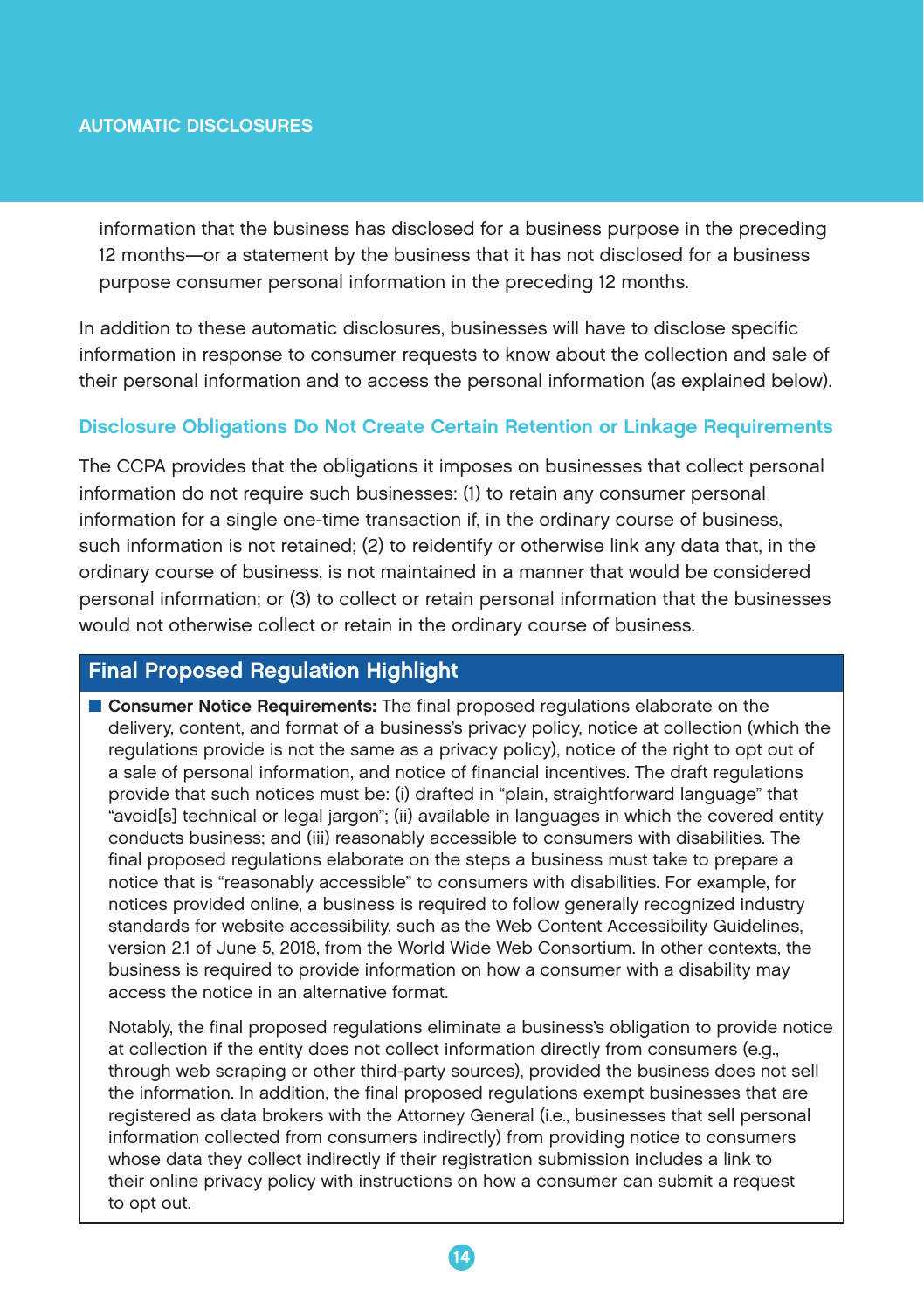information that the business has disclosed for a business purpose in the preceding 12 months—or a statement by the business that it has not disclosed for a business purpose consumer personal information in the preceding 12 months.

In addition to these automatic disclosures, businesses will have to disclose specific information in response to consumer requests to know about the collection and sale of their personal information and to access the personal information (as explained below).

### Disclosure Obligations Do Not Create Certain Retention or Linkage Requirements

The CCPA provides that the obligations it imposes on businesses that collect personal information do not require such businesses: (1) to retain any consumer personal information for a single one-time transaction if, in the ordinary course of business, such information is not retained; (2) to reidentify or otherwise link any data that, in the ordinary course of business, is not maintained in a manner that would be considered personal information; or (3) to collect or retain personal information that the businesses would not otherwise collect or retain in the ordinary course of business.

#### Final Proposed Regulation Highlight

- **Consumer Notice Requirements:** The final proposed regulations elaborate on the delivery, content, and format of a business's privacy policy, notice at collection (which the regulations provide is not the same as a privacy policy), notice of the right to opt out of a sale of personal information, and notice of financial incentives. The draft regulations provide that such notices must be: (i) drafted in "plain, straightforward language" that "avoid[s] technical or legal jargon"; (ii) available in languages in which the covered entity conducts business; and (iii) reasonably accessible to consumers with disabilities. The final proposed regulations elaborate on the steps a business must take to prepare a notice that is "reasonably accessible" to consumers with disabilities. For example, for notices provided online, a business is required to follow generally recognized industry standards for website accessibility, such as the Web Content Accessibility Guidelines, version 2.1 of June 5, 2018, from the World Wide Web Consortium. In other contexts, the business is required to provide information on how a consumer with a disability may access the notice in an alternative format.

  Notably, the final proposed regulations eliminate a business's obligation to provide notice at collection if the entity does not collect information directly from consumers (e.g., through web scraping or other third-party sources), provided the business does not sell the information. In addition, the final proposed regulations exempt businesses that are registered as data brokers with the Attorney General (i.e., businesses that sell personal information collected from consumers indirectly) from providing notice to consumers whose data they collect indirectly if their registration submission includes a link to their online privacy policy with instructions on how a consumer can submit a request to opt out.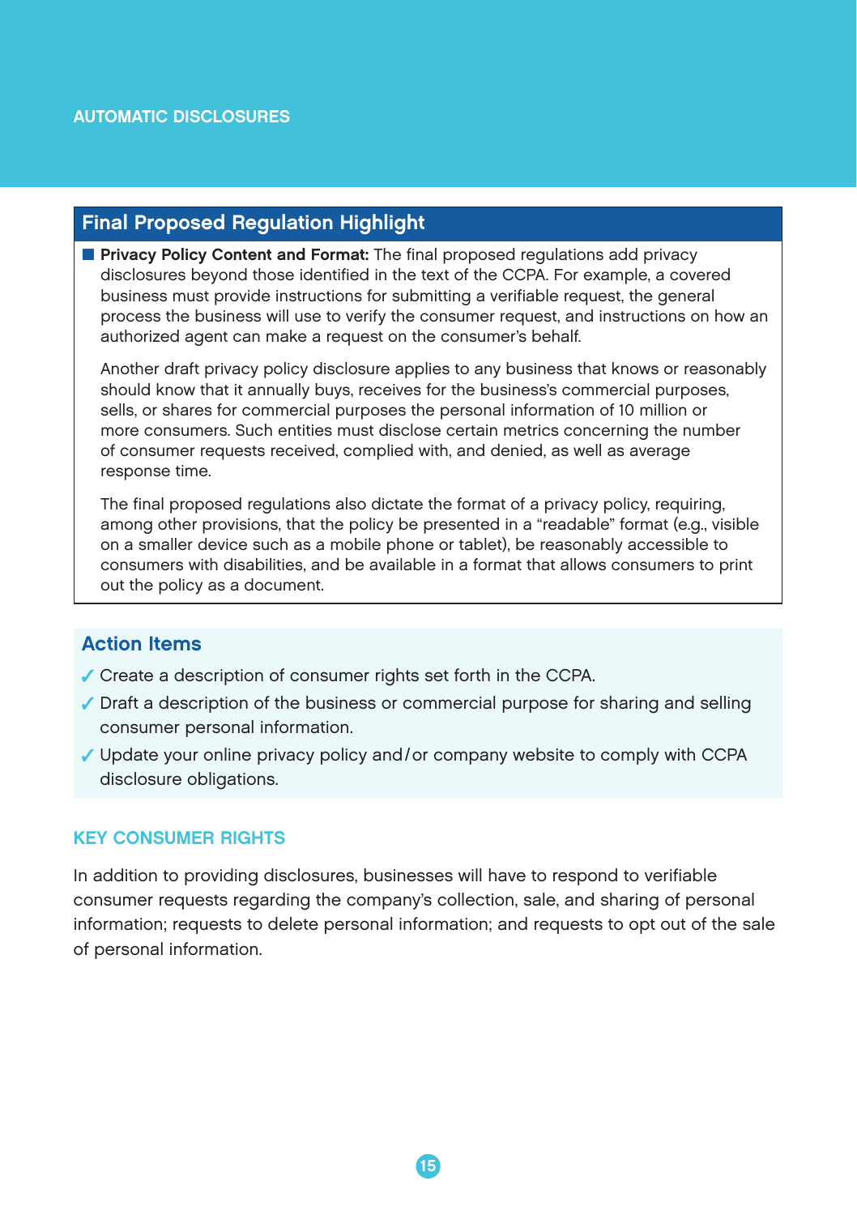## AUTOMATIC DISCLOSURES

### Final Proposed Regulation Highlight

- **Privacy Policy Content and Format:** The final proposed regulations add privacy disclosures beyond those identified in the text of the CCPA. For example, a covered business must provide instructions for submitting a verifiable request, the general process the business will use to verify the consumer request, and instructions on how an authorized agent can make a request on the consumer's behalf.

  Another draft privacy policy disclosure applies to any business that knows or reasonably should know that it annually buys, receives for the business's commercial purposes, sells, or shares for commercial purposes the personal information of 10 million or more consumers. Such entities must disclose certain metrics concerning the number of consumer requests received, complied with, and denied, as well as average response time.

  The final proposed regulations also dictate the format of a privacy policy, requiring, among other provisions, that the policy be presented in a "readable" format (e.g., visible on a smaller device such as a mobile phone or tablet), be reasonably accessible to consumers with disabilities, and be available in a format that allows consumers to print out the policy as a document.

### Action Items

- ✓ Create a description of consumer rights set forth in the CCPA.
- ✓ Draft a description of the business or commercial purpose for sharing and selling consumer personal information.
- ✓ Update your online privacy policy and/or company website to comply with CCPA disclosure obligations.

## KEY CONSUMER RIGHTS

In addition to providing disclosures, businesses will have to respond to verifiable consumer requests regarding the company's collection, sale, and sharing of personal information; requests to delete personal information; and requests to opt out of the sale of personal information.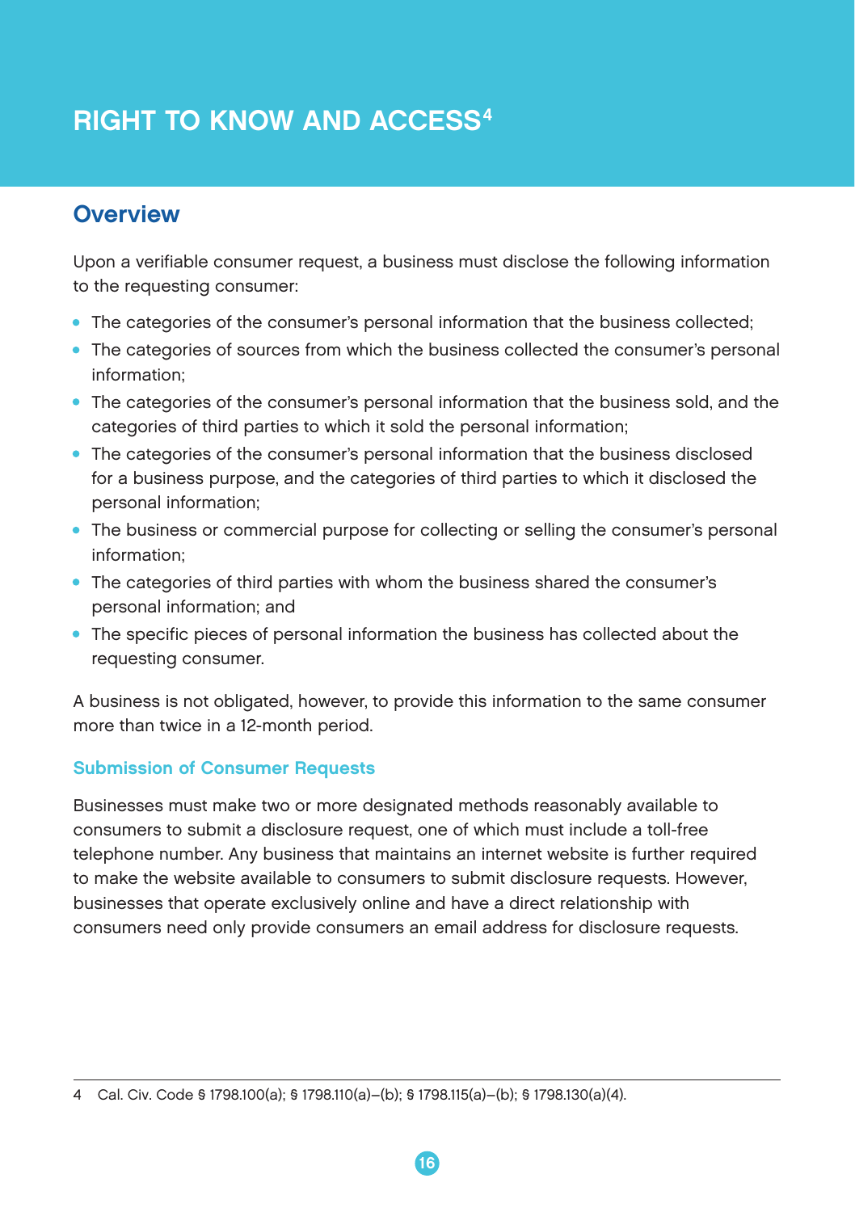# RIGHT TO KNOW AND ACCESS[4]

## Overview

Upon a verifiable consumer request, a business must disclose the following information to the requesting consumer:

- The categories of the consumer's personal information that the business collected;
- The categories of sources from which the business collected the consumer's personal information;
- The categories of the consumer's personal information that the business sold, and the categories of third parties to which it sold the personal information;
- The categories of the consumer's personal information that the business disclosed for a business purpose, and the categories of third parties to which it disclosed the personal information;
- The business or commercial purpose for collecting or selling the consumer's personal information;
- The categories of third parties with whom the business shared the consumer's personal information; and
- The specific pieces of personal information the business has collected about the requesting consumer.

A business is not obligated, however, to provide this information to the same consumer more than twice in a 12-month period.

### Submission of Consumer Requests

Businesses must make two or more designated methods reasonably available to consumers to submit a disclosure request, one of which must include a toll-free telephone number. Any business that maintains an internet website is further required to make the website available to consumers to submit disclosure requests. However, businesses that operate exclusively online and have a direct relationship with consumers need only provide consumers an email address for disclosure requests.

---

4 Cal. Civ. Code § 1798.100(a); § 1798.110(a)–(b); § 1798.115(a)–(b); § 1798.130(a)(4).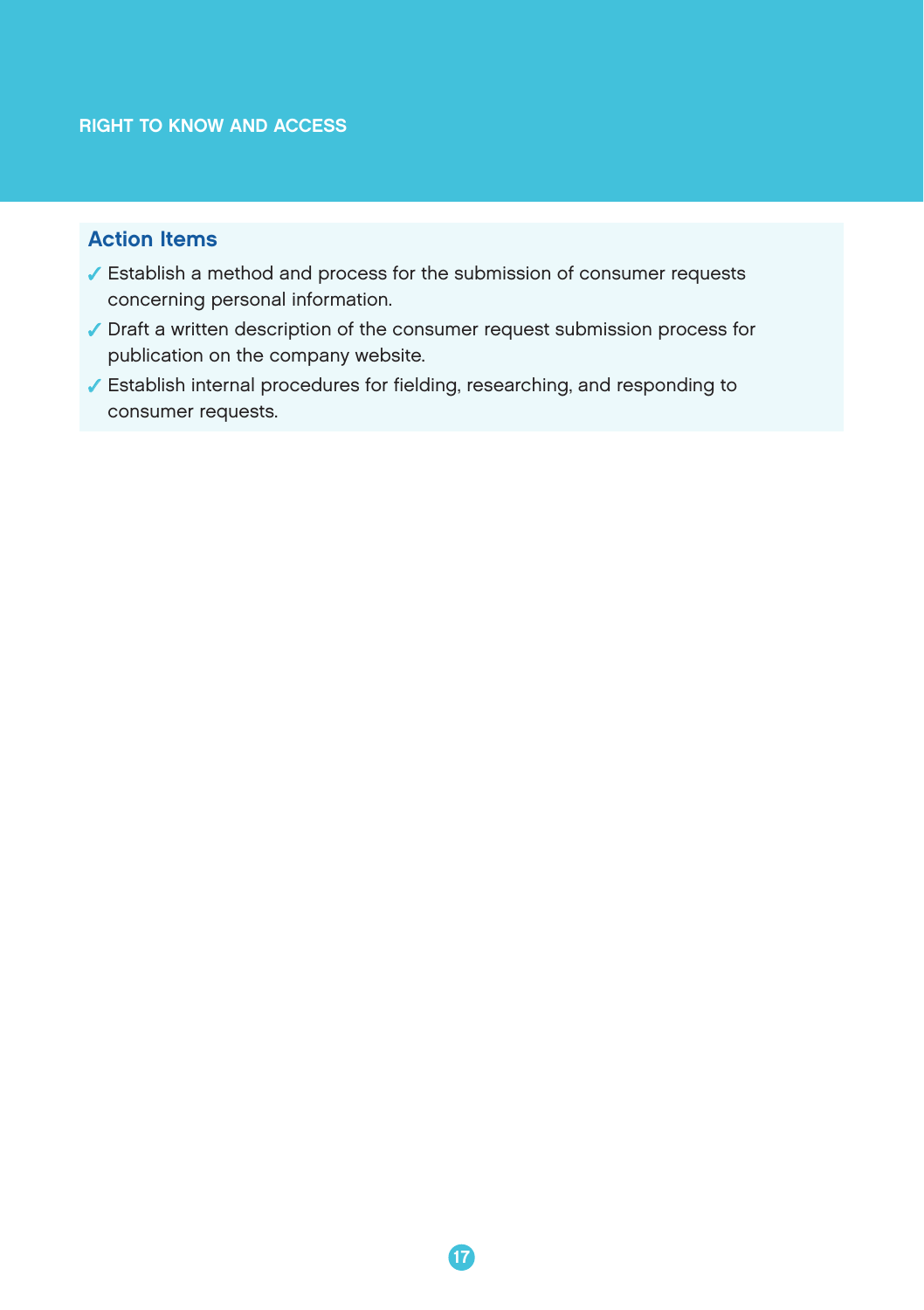## Action Items

- ✓ Establish a method and process for the submission of consumer requests concerning personal information.
- ✓ Draft a written description of the consumer request submission process for publication on the company website.
- ✓ Establish internal procedures for fielding, researching, and responding to consumer requests.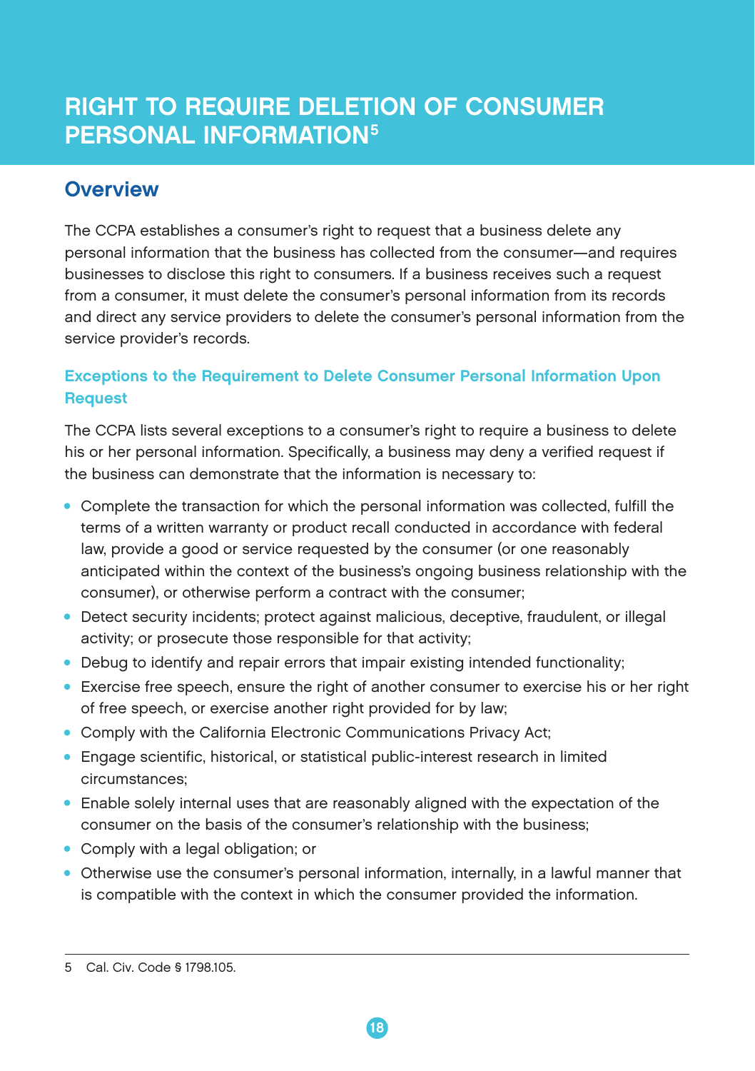# RIGHT TO REQUIRE DELETION OF CONSUMER PERSONAL INFORMATION[5]

## Overview

The CCPA establishes a consumer's right to request that a business delete any personal information that the business has collected from the consumer—and requires businesses to disclose this right to consumers. If a business receives such a request from a consumer, it must delete the consumer's personal information from its records and direct any service providers to delete the consumer's personal information from the service provider's records.

### Exceptions to the Requirement to Delete Consumer Personal Information Upon Request

The CCPA lists several exceptions to a consumer's right to require a business to delete his or her personal information. Specifically, a business may deny a verified request if the business can demonstrate that the information is necessary to:

- Complete the transaction for which the personal information was collected, fulfill the terms of a written warranty or product recall conducted in accordance with federal law, provide a good or service requested by the consumer (or one reasonably anticipated within the context of the business's ongoing business relationship with the consumer), or otherwise perform a contract with the consumer;
- Detect security incidents; protect against malicious, deceptive, fraudulent, or illegal activity; or prosecute those responsible for that activity;
- Debug to identify and repair errors that impair existing intended functionality;
- Exercise free speech, ensure the right of another consumer to exercise his or her right of free speech, or exercise another right provided for by law;
- Comply with the California Electronic Communications Privacy Act;
- Engage scientific, historical, or statistical public-interest research in limited circumstances;
- Enable solely internal uses that are reasonably aligned with the expectation of the consumer on the basis of the consumer's relationship with the business;
- Comply with a legal obligation; or
- Otherwise use the consumer's personal information, internally, in a lawful manner that is compatible with the context in which the consumer provided the information.

---

5 Cal. Civ. Code § 1798.105.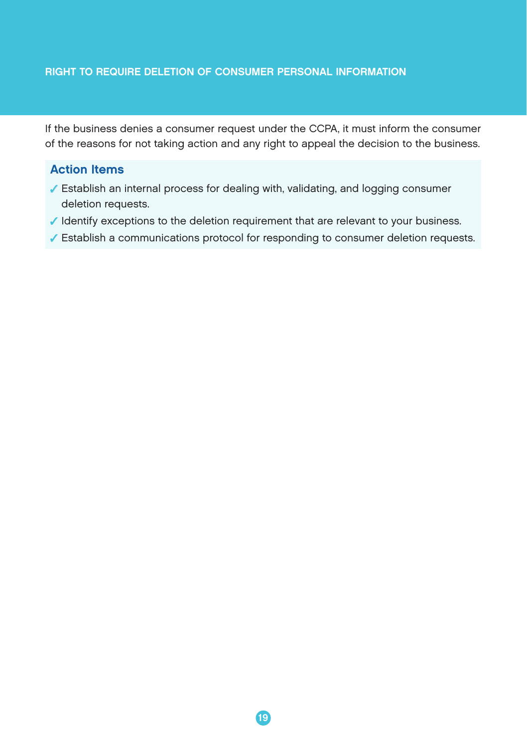If the business denies a consumer request under the CCPA, it must inform the consumer of the reasons for not taking action and any right to appeal the decision to the business.

### Action Items

- ✓ Establish an internal process for dealing with, validating, and logging consumer deletion requests.
- ✓ Identify exceptions to the deletion requirement that are relevant to your business.
- ✓ Establish a communications protocol for responding to consumer deletion requests.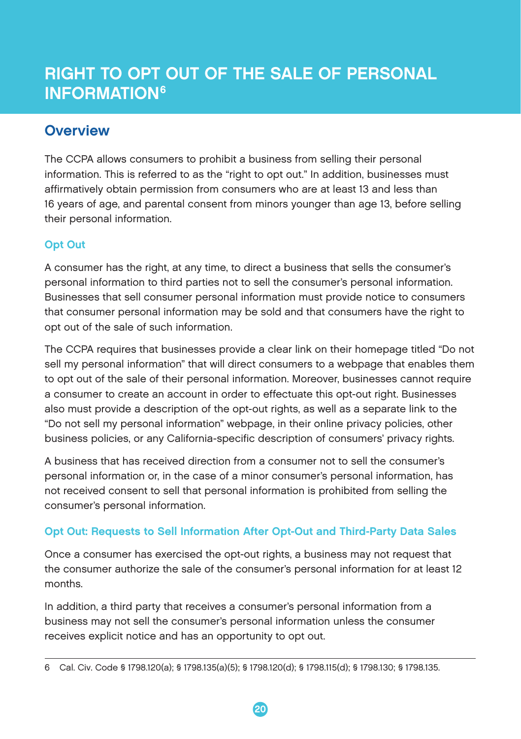# RIGHT TO OPT OUT OF THE SALE OF PERSONAL INFORMATION[6]

## Overview

The CCPA allows consumers to prohibit a business from selling their personal information. This is referred to as the "right to opt out." In addition, businesses must affirmatively obtain permission from consumers who are at least 13 and less than 16 years of age, and parental consent from minors younger than age 13, before selling their personal information.

### Opt Out

A consumer has the right, at any time, to direct a business that sells the consumer's personal information to third parties not to sell the consumer's personal information. Businesses that sell consumer personal information must provide notice to consumers that consumer personal information may be sold and that consumers have the right to opt out of the sale of such information.

The CCPA requires that businesses provide a clear link on their homepage titled "Do not sell my personal information" that will direct consumers to a webpage that enables them to opt out of the sale of their personal information. Moreover, businesses cannot require a consumer to create an account in order to effectuate this opt-out right. Businesses also must provide a description of the opt-out rights, as well as a separate link to the "Do not sell my personal information" webpage, in their online privacy policies, other business policies, or any California-specific description of consumers' privacy rights.

A business that has received direction from a consumer not to sell the consumer's personal information or, in the case of a minor consumer's personal information, has not received consent to sell that personal information is prohibited from selling the consumer's personal information.

### Opt Out: Requests to Sell Information After Opt-Out and Third-Party Data Sales

Once a consumer has exercised the opt-out rights, a business may not request that the consumer authorize the sale of the consumer's personal information for at least 12 months.

In addition, a third party that receives a consumer's personal information from a business may not sell the consumer's personal information unless the consumer receives explicit notice and has an opportunity to opt out.

---

6 Cal. Civ. Code § 1798.120(a); § 1798.135(a)(5); § 1798.120(d); § 1798.115(d); § 1798.130; § 1798.135.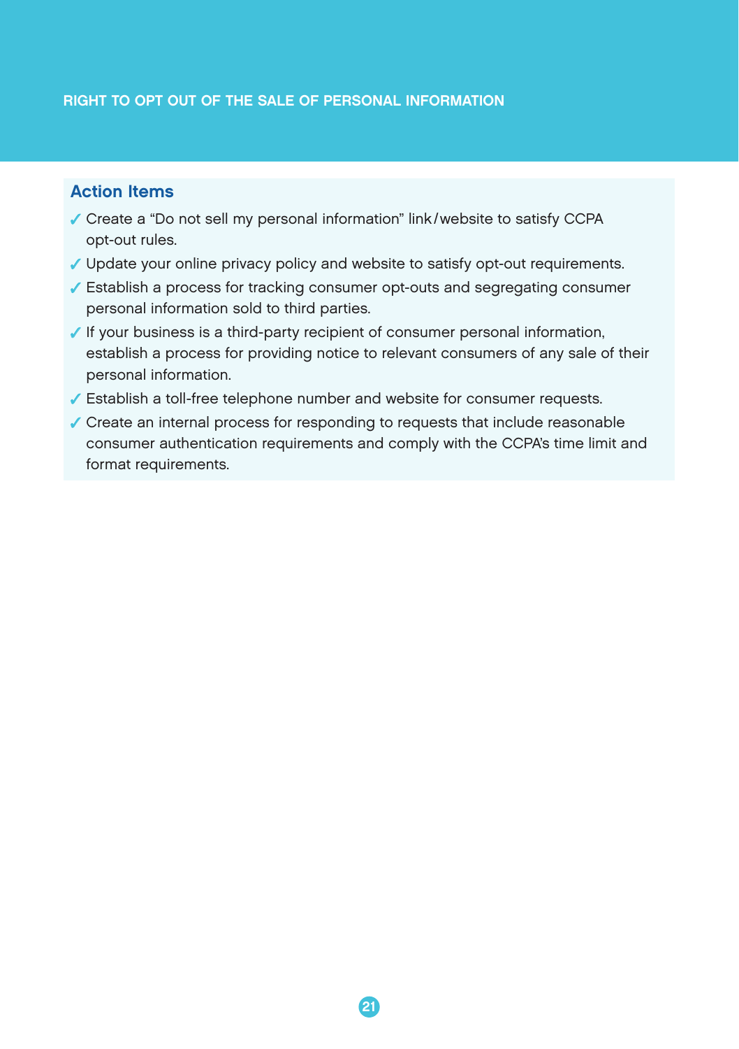## RIGHT TO OPT OUT OF THE SALE OF PERSONAL INFORMATION

### Action Items

- ✓ Create a "Do not sell my personal information" link/website to satisfy CCPA opt-out rules.
- ✓ Update your online privacy policy and website to satisfy opt-out requirements.
- ✓ Establish a process for tracking consumer opt-outs and segregating consumer personal information sold to third parties.
- ✓ If your business is a third-party recipient of consumer personal information, establish a process for providing notice to relevant consumers of any sale of their personal information.
- ✓ Establish a toll-free telephone number and website for consumer requests.
- ✓ Create an internal process for responding to requests that include reasonable consumer authentication requirements and comply with the CCPA's time limit and format requirements.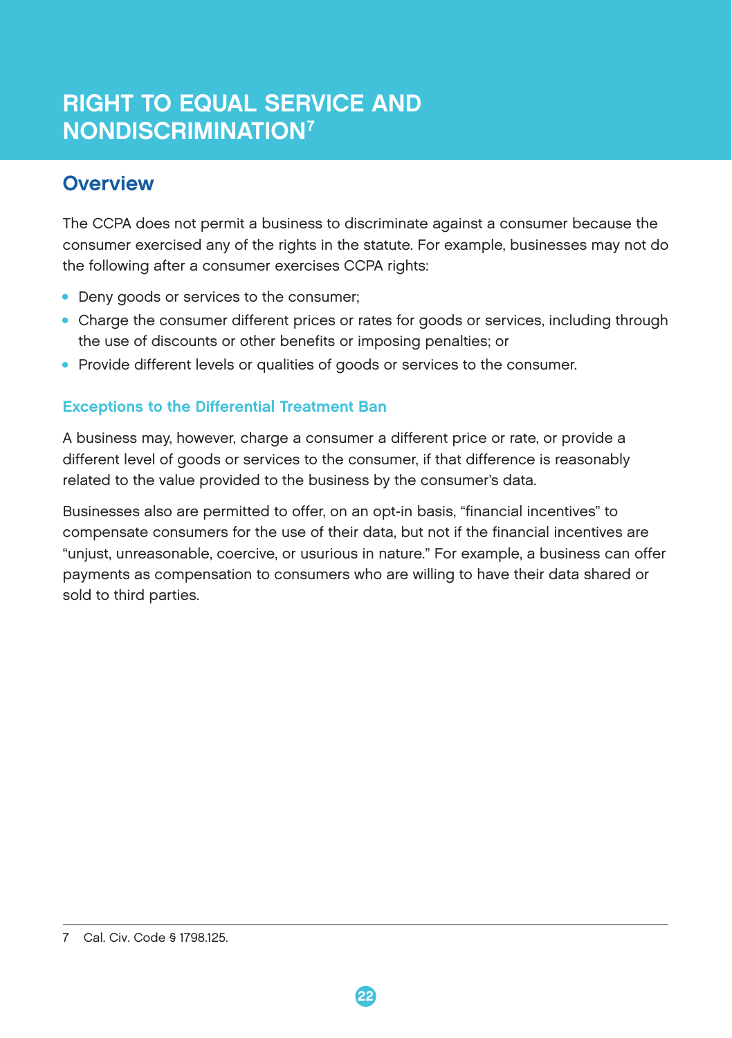# RIGHT TO EQUAL SERVICE AND NONDISCRIMINATION[7]

## Overview

The CCPA does not permit a business to discriminate against a consumer because the consumer exercised any of the rights in the statute. For example, businesses may not do the following after a consumer exercises CCPA rights:

- Deny goods or services to the consumer;
- Charge the consumer different prices or rates for goods or services, including through the use of discounts or other benefits or imposing penalties; or
- Provide different levels or qualities of goods or services to the consumer.

### Exceptions to the Differential Treatment Ban

A business may, however, charge a consumer a different price or rate, or provide a different level of goods or services to the consumer, if that difference is reasonably related to the value provided to the business by the consumer's data.

Businesses also are permitted to offer, on an opt-in basis, "financial incentives" to compensate consumers for the use of their data, but not if the financial incentives are "unjust, unreasonable, coercive, or usurious in nature." For example, a business can offer payments as compensation to consumers who are willing to have their data shared or sold to third parties.

---

7 Cal. Civ. Code § 1798.125.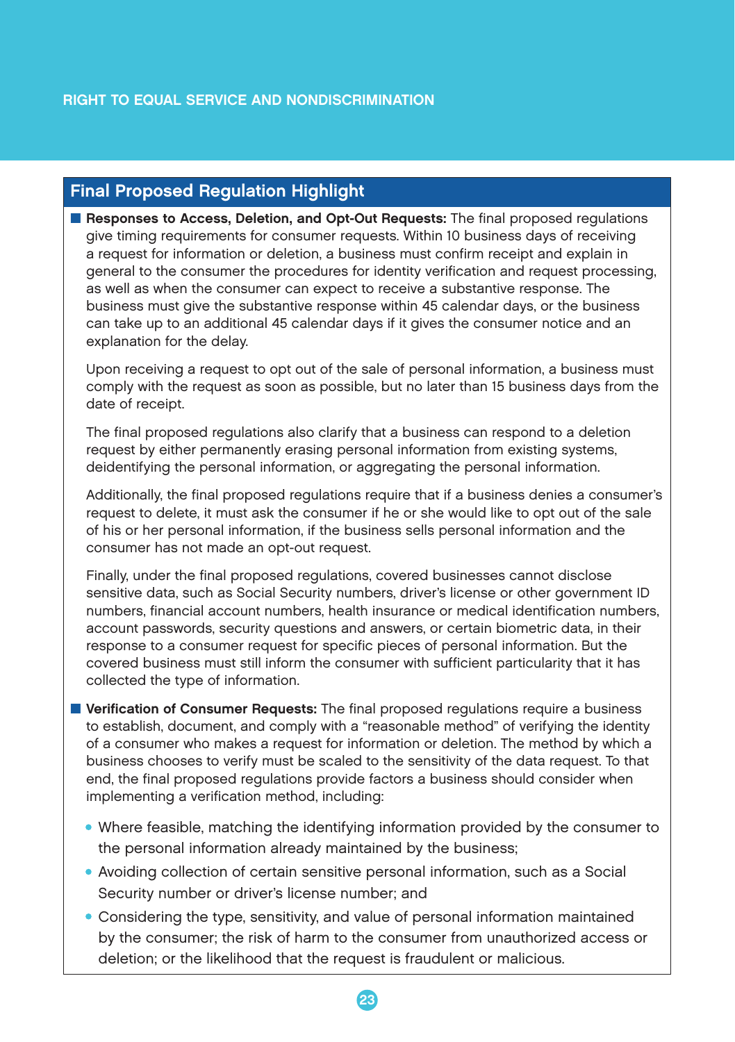## RIGHT TO EQUAL SERVICE AND NONDISCRIMINATION

### Final Proposed Regulation Highlight

- **Responses to Access, Deletion, and Opt-Out Requests:** The final proposed regulations give timing requirements for consumer requests. Within 10 business days of receiving a request for information or deletion, a business must confirm receipt and explain in general to the consumer the procedures for identity verification and request processing, as well as when the consumer can expect to receive a substantive response. The business must give the substantive response within 45 calendar days, or the business can take up to an additional 45 calendar days if it gives the consumer notice and an explanation for the delay.

  Upon receiving a request to opt out of the sale of personal information, a business must comply with the request as soon as possible, but no later than 15 business days from the date of receipt.

  The final proposed regulations also clarify that a business can respond to a deletion request by either permanently erasing personal information from existing systems, deidentifying the personal information, or aggregating the personal information.

  Additionally, the final proposed regulations require that if a business denies a consumer's request to delete, it must ask the consumer if he or she would like to opt out of the sale of his or her personal information, if the business sells personal information and the consumer has not made an opt-out request.

  Finally, under the final proposed regulations, covered businesses cannot disclose sensitive data, such as Social Security numbers, driver's license or other government ID numbers, financial account numbers, health insurance or medical identification numbers, account passwords, security questions and answers, or certain biometric data, in their response to a consumer request for specific pieces of personal information. But the covered business must still inform the consumer with sufficient particularity that it has collected the type of information.

- **Verification of Consumer Requests:** The final proposed regulations require a business to establish, document, and comply with a "reasonable method" of verifying the identity of a consumer who makes a request for information or deletion. The method by which a business chooses to verify must be scaled to the sensitivity of the data request. To that end, the final proposed regulations provide factors a business should consider when implementing a verification method, including:

  - Where feasible, matching the identifying information provided by the consumer to the personal information already maintained by the business;
  - Avoiding collection of certain sensitive personal information, such as a Social Security number or driver's license number; and
  - Considering the type, sensitivity, and value of personal information maintained by the consumer; the risk of harm to the consumer from unauthorized access or deletion; or the likelihood that the request is fraudulent or malicious.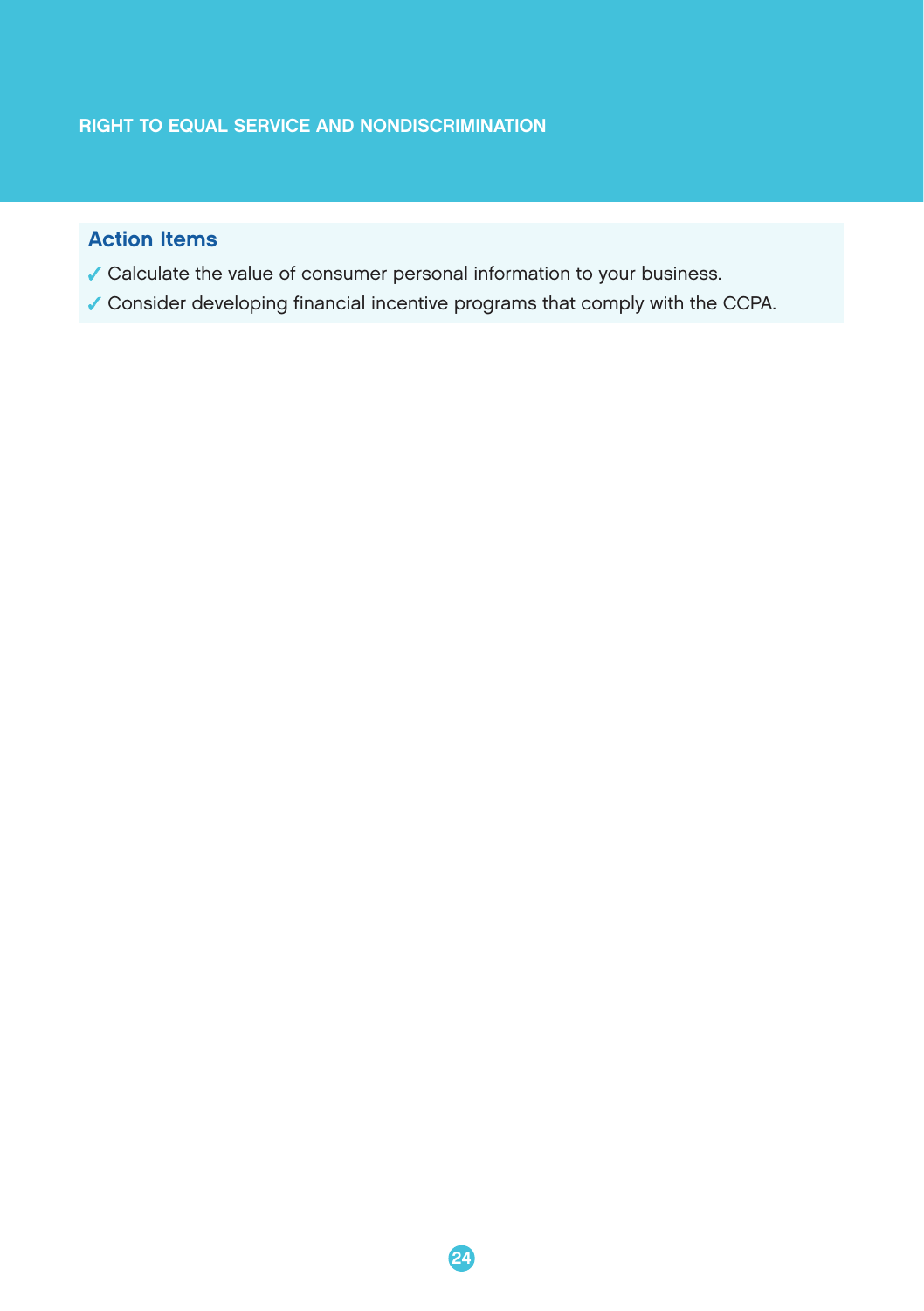## Action Items

- ✓ Calculate the value of consumer personal information to your business.
- ✓ Consider developing financial incentive programs that comply with the CCPA.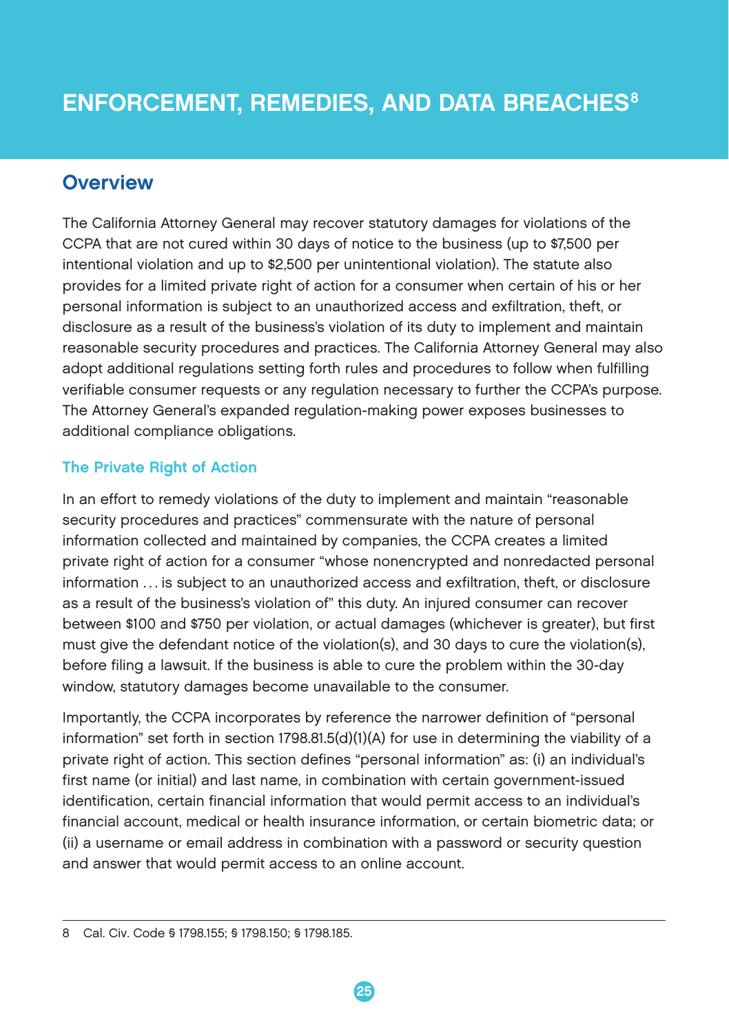# ENFORCEMENT, REMEDIES, AND DATA BREACHES[8]

## Overview

The California Attorney General may recover statutory damages for violations of the CCPA that are not cured within 30 days of notice to the business (up to $7,500 per intentional violation and up to $2,500 per unintentional violation). The statute also provides for a limited private right of action for a consumer when certain of his or her personal information is subject to an unauthorized access and exfiltration, theft, or disclosure as a result of the business's violation of its duty to implement and maintain reasonable security procedures and practices. The California Attorney General may also adopt additional regulations setting forth rules and procedures to follow when fulfilling verifiable consumer requests or any regulation necessary to further the CCPA's purpose. The Attorney General's expanded regulation-making power exposes businesses to additional compliance obligations.

### The Private Right of Action

In an effort to remedy violations of the duty to implement and maintain "reasonable security procedures and practices" commensurate with the nature of personal information collected and maintained by companies, the CCPA creates a limited private right of action for a consumer "whose nonencrypted and nonredacted personal information . . . is subject to an unauthorized access and exfiltration, theft, or disclosure as a result of the business's violation of" this duty. An injured consumer can recover between $100 and $750 per violation, or actual damages (whichever is greater), but first must give the defendant notice of the violation(s), and 30 days to cure the violation(s), before filing a lawsuit. If the business is able to cure the problem within the 30-day window, statutory damages become unavailable to the consumer.

Importantly, the CCPA incorporates by reference the narrower definition of "personal information" set forth in section 1798.81.5(d)(1)(A) for use in determining the viability of a private right of action. This section defines "personal information" as: (i) an individual's first name (or initial) and last name, in combination with certain government-issued identification, certain financial information that would permit access to an individual's financial account, medical or health insurance information, or certain biometric data; or (ii) a username or email address in combination with a password or security question and answer that would permit access to an online account.

---

8 Cal. Civ. Code § 1798.155; § 1798.150; § 1798.185.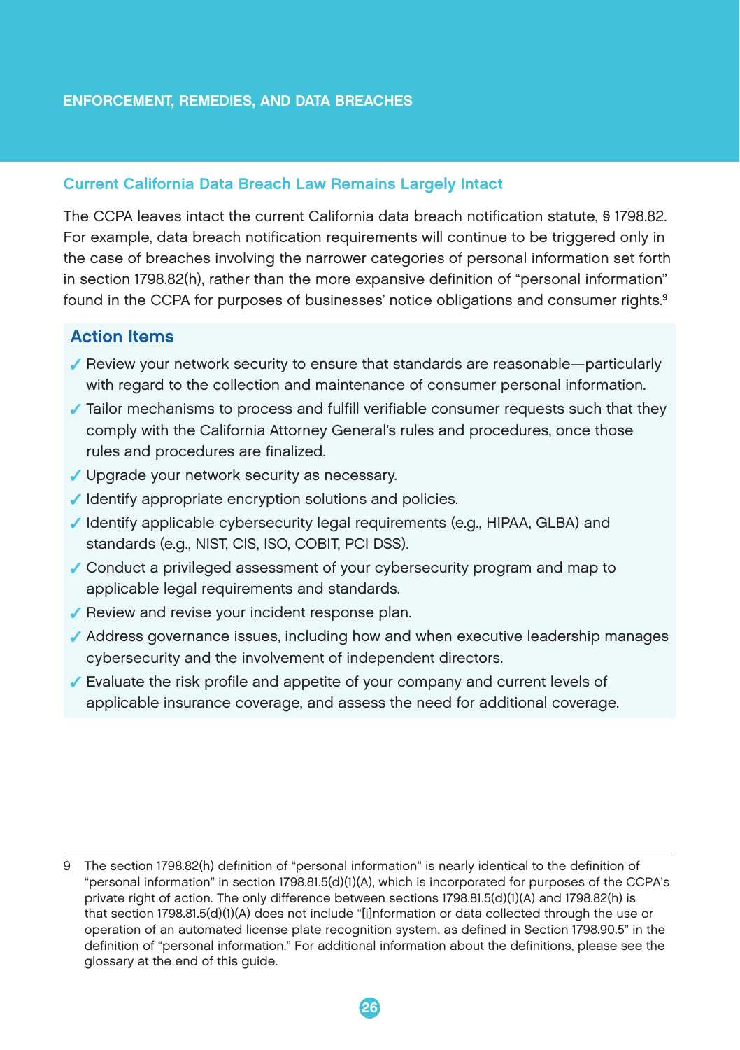## ENFORCEMENT, REMEDIES, AND DATA BREACHES

### Current California Data Breach Law Remains Largely Intact

The CCPA leaves intact the current California data breach notification statute, § 1798.82. For example, data breach notification requirements will continue to be triggered only in the case of breaches involving the narrower categories of personal information set forth in section 1798.82(h), rather than the more expansive definition of "personal information" found in the CCPA for purposes of businesses' notice obligations and consumer rights.[9]

### Action Items

- ✓ Review your network security to ensure that standards are reasonable—particularly with regard to the collection and maintenance of consumer personal information.
- ✓ Tailor mechanisms to process and fulfill verifiable consumer requests such that they comply with the California Attorney General's rules and procedures, once those rules and procedures are finalized.
- ✓ Upgrade your network security as necessary.
- ✓ Identify appropriate encryption solutions and policies.
- ✓ Identify applicable cybersecurity legal requirements (e.g., HIPAA, GLBA) and standards (e.g., NIST, CIS, ISO, COBIT, PCI DSS).
- ✓ Conduct a privileged assessment of your cybersecurity program and map to applicable legal requirements and standards.
- ✓ Review and revise your incident response plan.
- ✓ Address governance issues, including how and when executive leadership manages cybersecurity and the involvement of independent directors.
- ✓ Evaluate the risk profile and appetite of your company and current levels of applicable insurance coverage, and assess the need for additional coverage.

---

9 The section 1798.82(h) definition of "personal information" is nearly identical to the definition of "personal information" in section 1798.81.5(d)(1)(A), which is incorporated for purposes of the CCPA's private right of action. The only difference between sections 1798.81.5(d)(1)(A) and 1798.82(h) is that section 1798.81.5(d)(1)(A) does not include "[i]nformation or data collected through the use or operation of an automated license plate recognition system, as defined in Section 1798.90.5" in the definition of "personal information." For additional information about the definitions, please see the glossary at the end of this guide.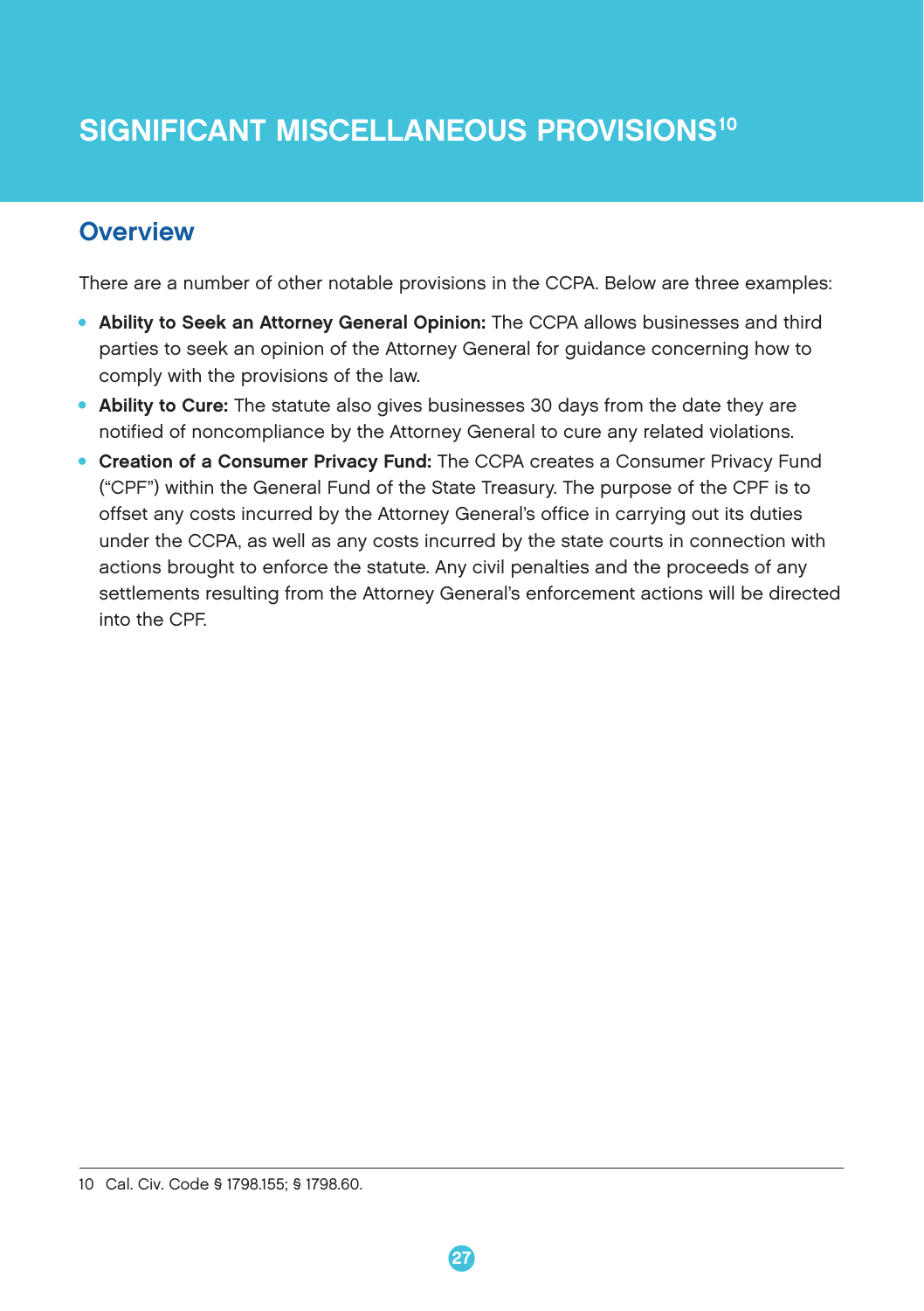# SIGNIFICANT MISCELLANEOUS PROVISIONS[10]

## Overview

There are a number of other notable provisions in the CCPA. Below are three examples:

- **Ability to Seek an Attorney General Opinion:** The CCPA allows businesses and third parties to seek an opinion of the Attorney General for guidance concerning how to comply with the provisions of the law.
- **Ability to Cure:** The statute also gives businesses 30 days from the date they are notified of noncompliance by the Attorney General to cure any related violations.
- **Creation of a Consumer Privacy Fund:** The CCPA creates a Consumer Privacy Fund ("CPF") within the General Fund of the State Treasury. The purpose of the CPF is to offset any costs incurred by the Attorney General's office in carrying out its duties under the CCPA, as well as any costs incurred by the state courts in connection with actions brought to enforce the statute. Any civil penalties and the proceeds of any settlements resulting from the Attorney General's enforcement actions will be directed into the CPF.

---

10 Cal. Civ. Code § 1798.155; § 1798.60.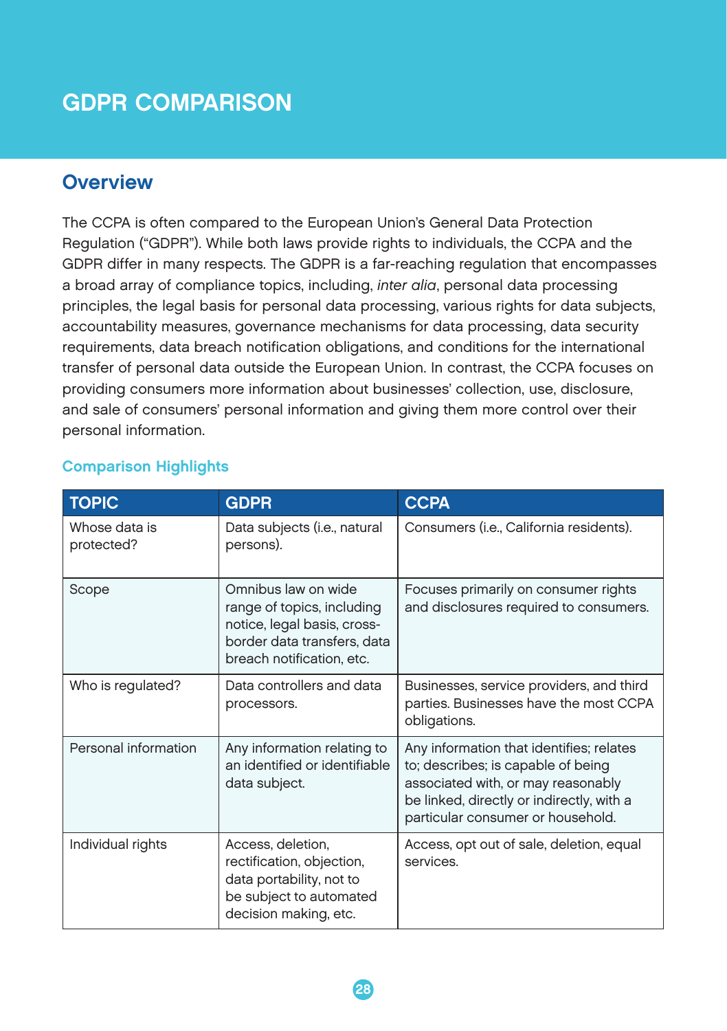# GDPR COMPARISON

## Overview

The CCPA is often compared to the European Union's General Data Protection Regulation ("GDPR"). While both laws provide rights to individuals, the CCPA and the GDPR differ in many respects. The GDPR is a far-reaching regulation that encompasses a broad array of compliance topics, including, *inter alia*, personal data processing principles, the legal basis for personal data processing, various rights for data subjects, accountability measures, governance mechanisms for data processing, data security requirements, data breach notification obligations, and conditions for the international transfer of personal data outside the European Union. In contrast, the CCPA focuses on providing consumers more information about businesses' collection, use, disclosure, and sale of consumers' personal information and giving them more control over their personal information.

### Comparison Highlights

| TOPIC | GDPR | CCPA |
|---|---|---|
| Whose data is protected? | Data subjects (i.e., natural persons). | Consumers (i.e., California residents). |
| Scope | Omnibus law on wide range of topics, including notice, legal basis, cross-border data transfers, data breach notification, etc. | Focuses primarily on consumer rights and disclosures required to consumers. |
| Who is regulated? | Data controllers and data processors. | Businesses, service providers, and third parties. Businesses have the most CCPA obligations. |
| Personal information | Any information relating to an identified or identifiable data subject. | Any information that identifies; relates to; describes; is capable of being associated with, or may reasonably be linked, directly or indirectly, with a particular consumer or household. |
| Individual rights | Access, deletion, rectification, objection, data portability, not to be subject to automated decision making, etc. | Access, opt out of sale, deletion, equal services. |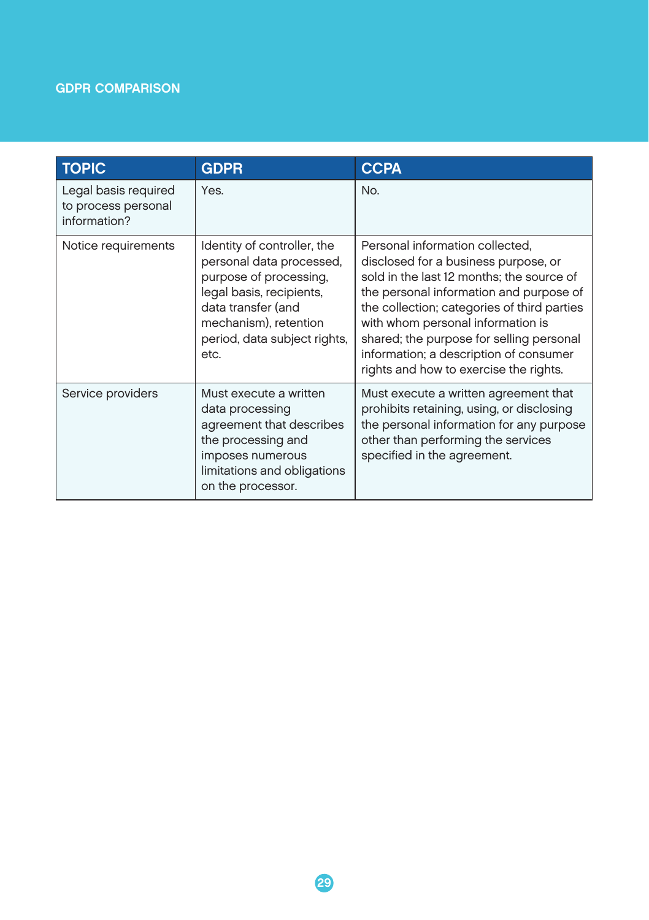## GDPR COMPARISON

| TOPIC | GDPR | CCPA |
|---|---|---|
| Legal basis required to process personal information? | Yes. | No. |
| Notice requirements | Identity of controller, the personal data processed, purpose of processing, legal basis, recipients, data transfer (and mechanism), retention period, data subject rights, etc. | Personal information collected, disclosed for a business purpose, or sold in the last 12 months; the source of the personal information and purpose of the collection; categories of third parties with whom personal information is shared; the purpose for selling personal information; a description of consumer rights and how to exercise the rights. |
| Service providers | Must execute a written data processing agreement that describes the processing and imposes numerous limitations and obligations on the processor. | Must execute a written agreement that prohibits retaining, using, or disclosing the personal information for any purpose other than performing the services specified in the agreement. |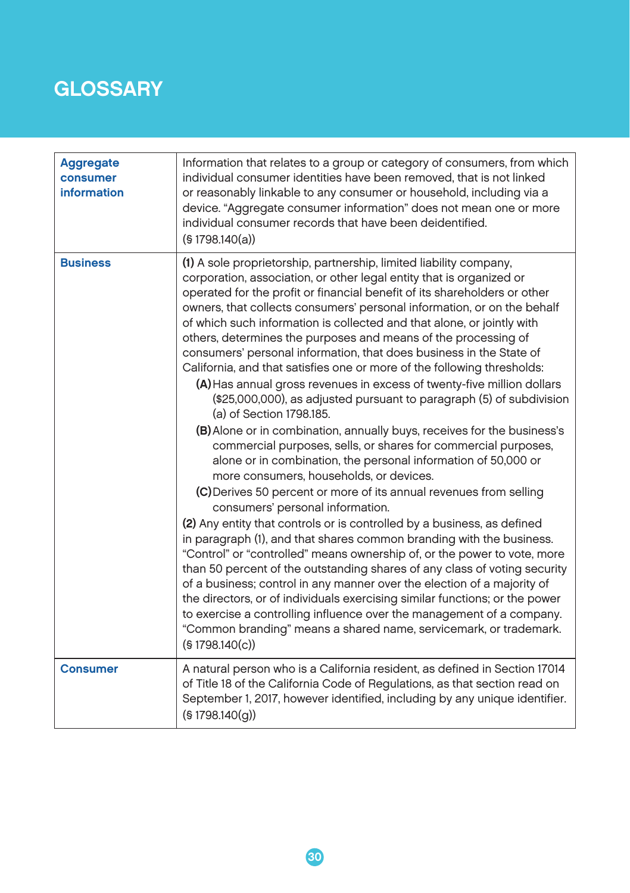# GLOSSARY

| | |
|---|---|
| **Aggregate consumer information** | Information that relates to a group or category of consumers, from which individual consumer identities have been removed, that is not linked or reasonably linkable to any consumer or household, including via a device. "Aggregate consumer information" does not mean one or more individual consumer records that have been deidentified. (§ 1798.140(a)) |
| **Business** | **(1)** A sole proprietorship, partnership, limited liability company, corporation, association, or other legal entity that is organized or operated for the profit or financial benefit of its shareholders or other owners, that collects consumers' personal information, or on the behalf of which such information is collected and that alone, or jointly with others, determines the purposes and means of the processing of consumers' personal information, that does business in the State of California, and that satisfies one or more of the following thresholds:<br>**(A)** Has annual gross revenues in excess of twenty-five million dollars ($25,000,000), as adjusted pursuant to paragraph (5) of subdivision (a) of Section 1798.185.<br>**(B)** Alone or in combination, annually buys, receives for the business's commercial purposes, sells, or shares for commercial purposes, alone or in combination, the personal information of 50,000 or more consumers, households, or devices.<br>**(C)** Derives 50 percent or more of its annual revenues from selling consumers' personal information.<br>**(2)** Any entity that controls or is controlled by a business, as defined in paragraph (1), and that shares common branding with the business. "Control" or "controlled" means ownership of, or the power to vote, more than 50 percent of the outstanding shares of any class of voting security of a business; control in any manner over the election of a majority of the directors, or of individuals exercising similar functions; or the power to exercise a controlling influence over the management of a company. "Common branding" means a shared name, servicemark, or trademark. (§ 1798.140(c)) |
| **Consumer** | A natural person who is a California resident, as defined in Section 17014 of Title 18 of the California Code of Regulations, as that section read on September 1, 2017, however identified, including by any unique identifier. (§ 1798.140(g)) |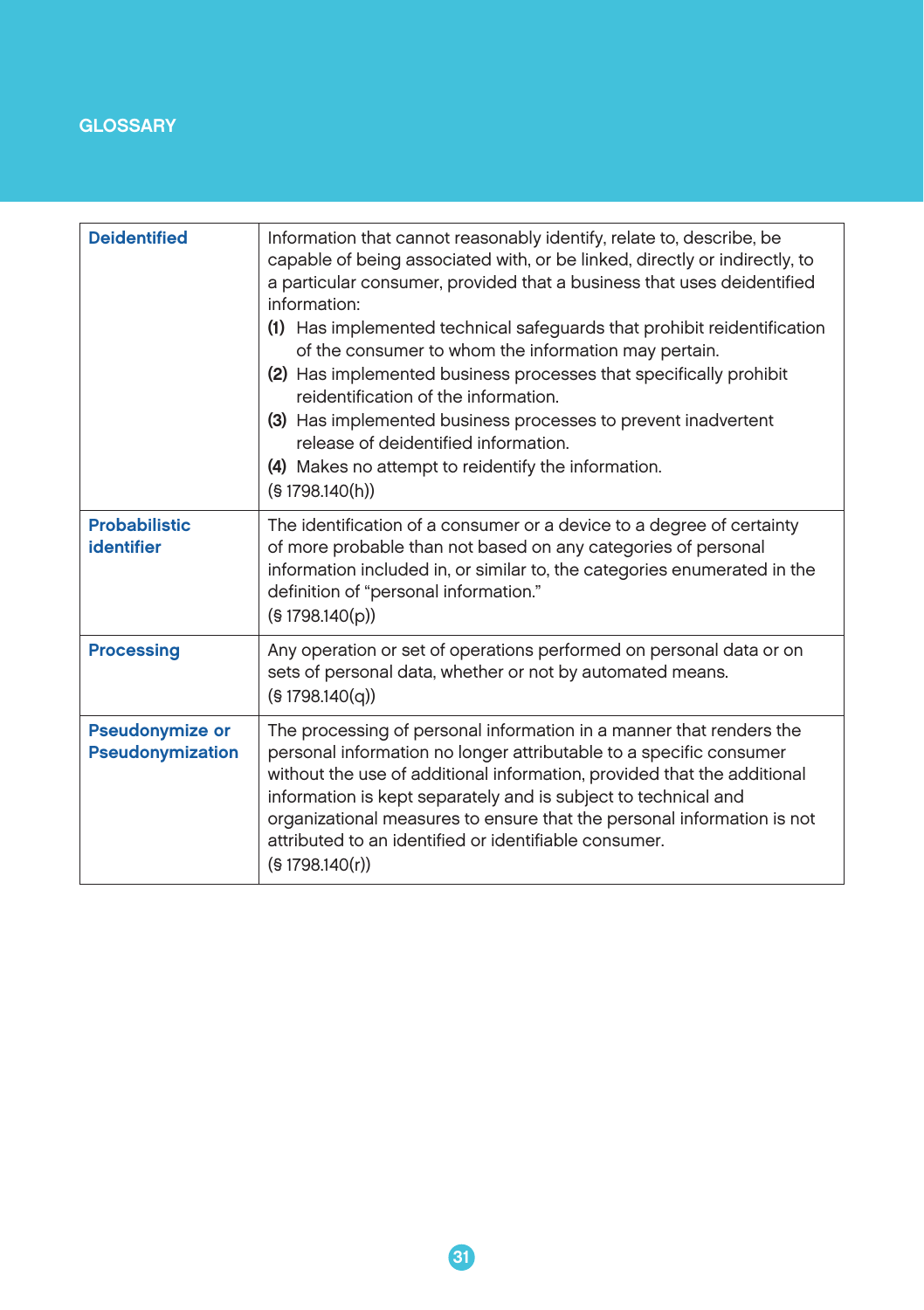## GLOSSARY

| | |
|---|---|
| **Deidentified** | Information that cannot reasonably identify, relate to, describe, be capable of being associated with, or be linked, directly or indirectly, to a particular consumer, provided that a business that uses deidentified information:<br>**(1)** Has implemented technical safeguards that prohibit reidentification of the consumer to whom the information may pertain.<br>**(2)** Has implemented business processes that specifically prohibit reidentification of the information.<br>**(3)** Has implemented business processes to prevent inadvertent release of deidentified information.<br>**(4)** Makes no attempt to reidentify the information.<br>(§ 1798.140(h)) |
| **Probabilistic identifier** | The identification of a consumer or a device to a degree of certainty of more probable than not based on any categories of personal information included in, or similar to, the categories enumerated in the definition of "personal information."<br>(§ 1798.140(p)) |
| **Processing** | Any operation or set of operations performed on personal data or on sets of personal data, whether or not by automated means.<br>(§ 1798.140(q)) |
| **Pseudonymize or Pseudonymization** | The processing of personal information in a manner that renders the personal information no longer attributable to a specific consumer without the use of additional information, provided that the additional information is kept separately and is subject to technical and organizational measures to ensure that the personal information is not attributed to an identified or identifiable consumer.<br>(§ 1798.140(r)) |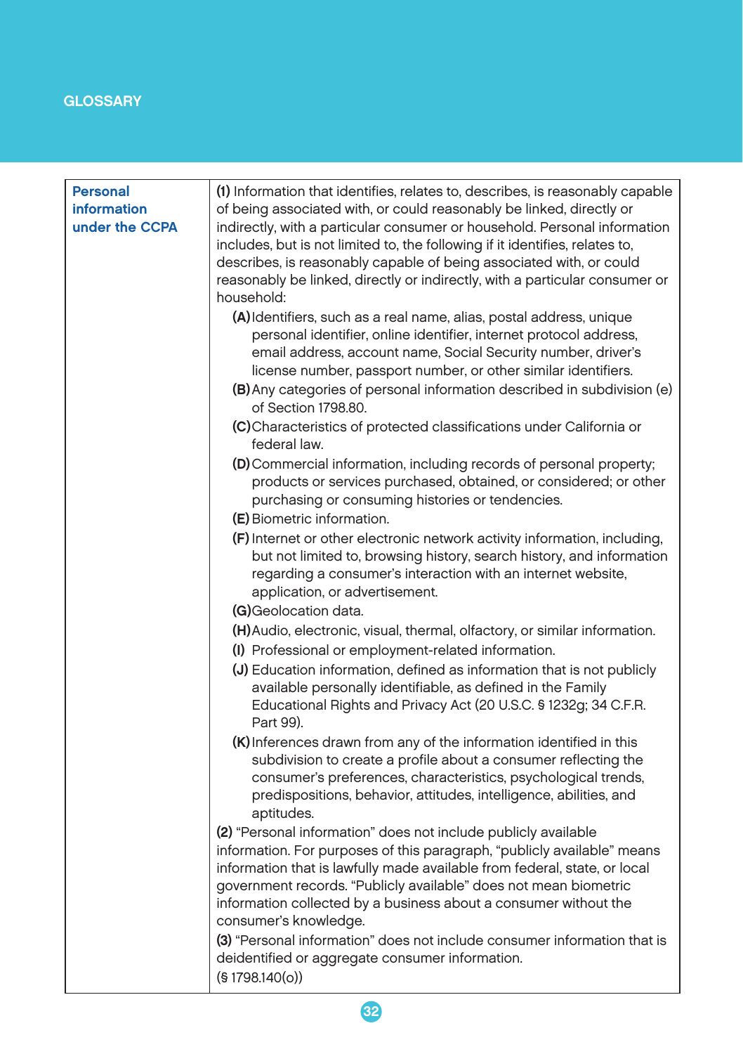GLOSSARY

| Personal information under the CCPA | **(1)** Information that identifies, relates to, describes, is reasonably capable of being associated with, or could reasonably be linked, directly or indirectly, with a particular consumer or household. Personal information includes, but is not limited to, the following if it identifies, relates to, describes, is reasonably capable of being associated with, or could reasonably be linked, directly or indirectly, with a particular consumer or household:<br>**(A)** Identifiers, such as a real name, alias, postal address, unique personal identifier, online identifier, internet protocol address, email address, account name, Social Security number, driver's license number, passport number, or other similar identifiers.<br>**(B)** Any categories of personal information described in subdivision (e) of Section 1798.80.<br>**(C)** Characteristics of protected classifications under California or federal law.<br>**(D)** Commercial information, including records of personal property; products or services purchased, obtained, or considered; or other purchasing or consuming histories or tendencies.<br>**(E)** Biometric information.<br>**(F)** Internet or other electronic network activity information, including, but not limited to, browsing history, search history, and information regarding a consumer's interaction with an internet website, application, or advertisement.<br>**(G)** Geolocation data.<br>**(H)** Audio, electronic, visual, thermal, olfactory, or similar information.<br>**(I)** Professional or employment-related information.<br>**(J)** Education information, defined as information that is not publicly available personally identifiable, as defined in the Family Educational Rights and Privacy Act (20 U.S.C. § 1232g; 34 C.F.R. Part 99).<br>**(K)** Inferences drawn from any of the information identified in this subdivision to create a profile about a consumer reflecting the consumer's preferences, characteristics, psychological trends, predispositions, behavior, attitudes, intelligence, abilities, and aptitudes.<br>**(2)** "Personal information" does not include publicly available information. For purposes of this paragraph, "publicly available" means information that is lawfully made available from federal, state, or local government records. "Publicly available" does not mean biometric information collected by a business about a consumer without the consumer's knowledge.<br>**(3)** "Personal information" does not include consumer information that is deidentified or aggregate consumer information.<br>(§ 1798.140(o)) |
|---|---|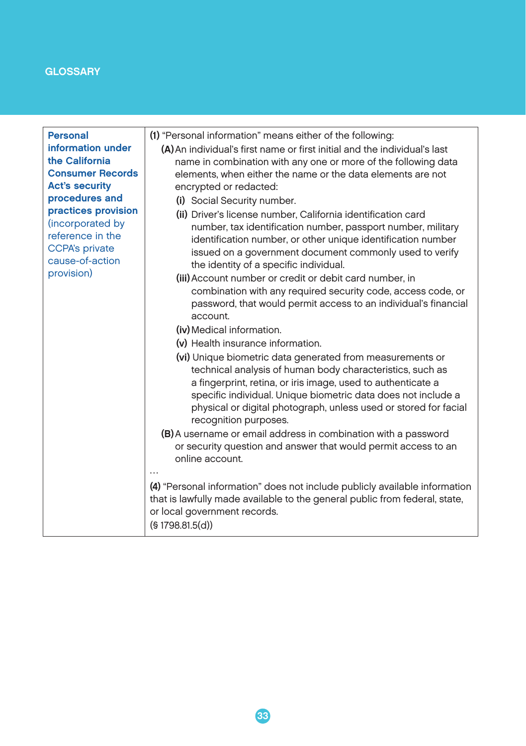GLOSSARY

| | |
|---|---|
| **Personal information under the California Consumer Records Act's security procedures and practices provision** (incorporated by reference in the CCPA's private cause-of-action provision) | **(1)** "Personal information" means either of the following:<br>**(A)** An individual's first name or first initial and the individual's last name in combination with any one or more of the following data elements, when either the name or the data elements are not encrypted or redacted:<br>**(i)** Social Security number.<br>**(ii)** Driver's license number, California identification card number, tax identification number, passport number, military identification number, or other unique identification number issued on a government document commonly used to verify the identity of a specific individual.<br>**(iii)** Account number or credit or debit card number, in combination with any required security code, access code, or password, that would permit access to an individual's financial account.<br>**(iv)** Medical information.<br>**(v)** Health insurance information.<br>**(vi)** Unique biometric data generated from measurements or technical analysis of human body characteristics, such as a fingerprint, retina, or iris image, used to authenticate a specific individual. Unique biometric data does not include a physical or digital photograph, unless used or stored for facial recognition purposes.<br>**(B)** A username or email address in combination with a password or security question and answer that would permit access to an online account.<br>…<br>**(4)** "Personal information" does not include publicly available information that is lawfully made available to the general public from federal, state, or local government records.<br>(§ 1798.81.5(d)) |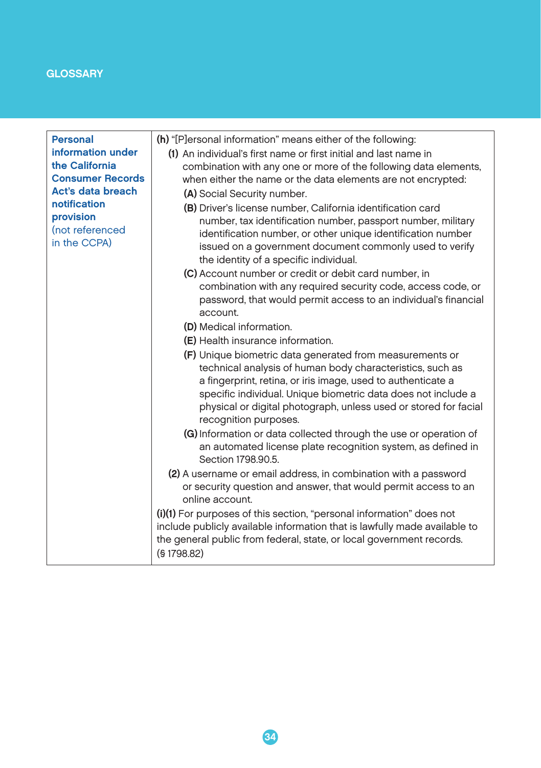## GLOSSARY

| | |
|---|---|
| **Personal information under the California Consumer Records Act's data breach notification provision** (not referenced in the CCPA) | **(h)** "[P]ersonal information" means either of the following:<br>**(1)** An individual's first name or first initial and last name in combination with any one or more of the following data elements, when either the name or the data elements are not encrypted:<br>**(A)** Social Security number.<br>**(B)** Driver's license number, California identification card number, tax identification number, passport number, military identification number, or other unique identification number issued on a government document commonly used to verify the identity of a specific individual.<br>**(C)** Account number or credit or debit card number, in combination with any required security code, access code, or password, that would permit access to an individual's financial account.<br>**(D)** Medical information.<br>**(E)** Health insurance information.<br>**(F)** Unique biometric data generated from measurements or technical analysis of human body characteristics, such as a fingerprint, retina, or iris image, used to authenticate a specific individual. Unique biometric data does not include a physical or digital photograph, unless used or stored for facial recognition purposes.<br>**(G)** Information or data collected through the use or operation of an automated license plate recognition system, as defined in Section 1798.90.5.<br>**(2)** A username or email address, in combination with a password or security question and answer, that would permit access to an online account.<br>**(i)(1)** For purposes of this section, "personal information" does not include publicly available information that is lawfully made available to the general public from federal, state, or local government records. (§ 1798.82) |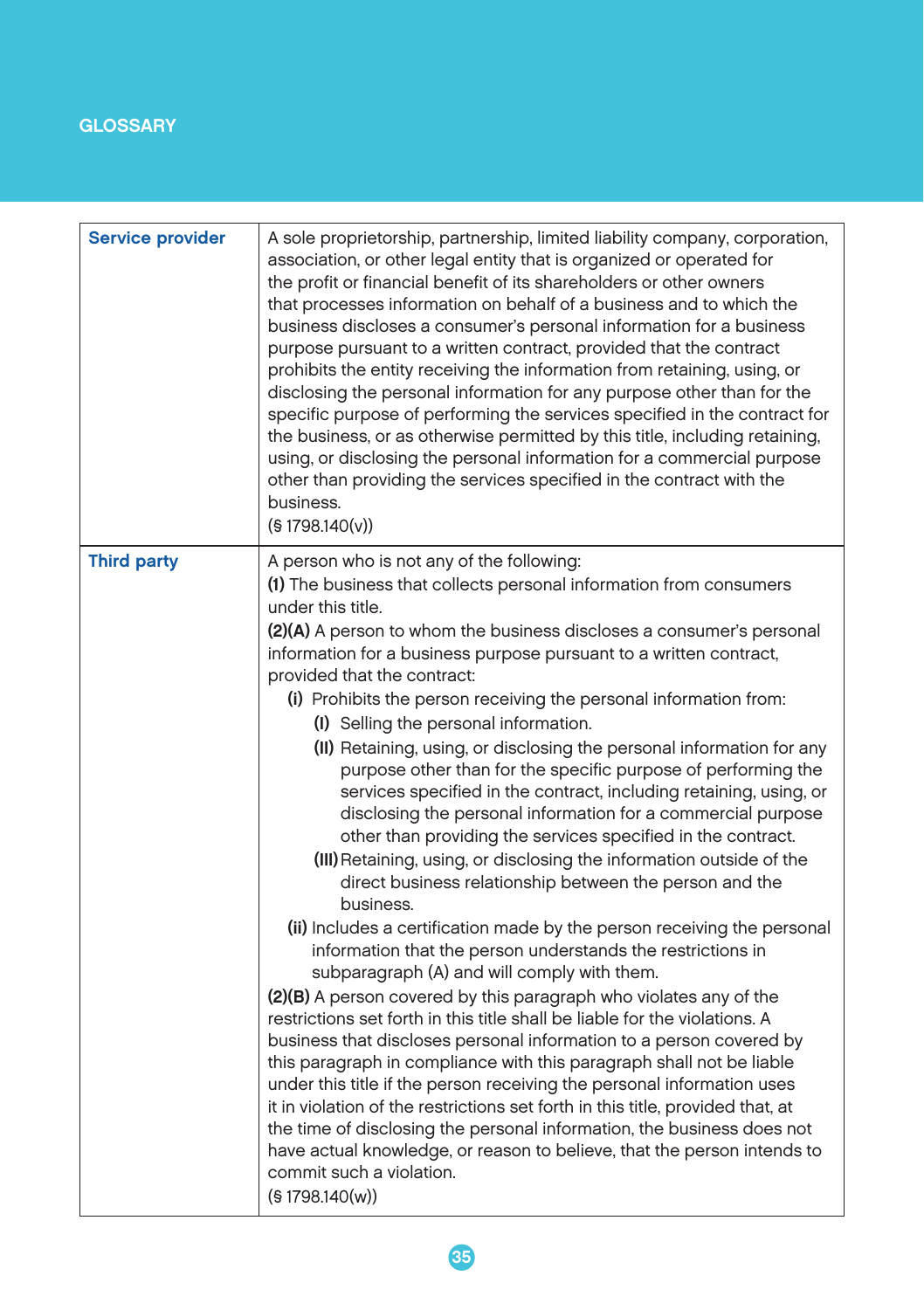## GLOSSARY

| | |
|---|---|
| **Service provider** | A sole proprietorship, partnership, limited liability company, corporation, association, or other legal entity that is organized or operated for the profit or financial benefit of its shareholders or other owners that processes information on behalf of a business and to which the business discloses a consumer's personal information for a business purpose pursuant to a written contract, provided that the contract prohibits the entity receiving the information from retaining, using, or disclosing the personal information for any purpose other than for the specific purpose of performing the services specified in the contract for the business, or as otherwise permitted by this title, including retaining, using, or disclosing the personal information for a commercial purpose other than providing the services specified in the contract with the business.<br>(§ 1798.140(v)) |
| **Third party** | A person who is not any of the following:<br>**(1)** The business that collects personal information from consumers under this title.<br>**(2)(A)** A person to whom the business discloses a consumer's personal information for a business purpose pursuant to a written contract, provided that the contract:<br>**(i)** Prohibits the person receiving the personal information from:<br>**(I)** Selling the personal information.<br>**(II)** Retaining, using, or disclosing the personal information for any purpose other than for the specific purpose of performing the services specified in the contract, including retaining, using, or disclosing the personal information for a commercial purpose other than providing the services specified in the contract.<br>**(III)** Retaining, using, or disclosing the information outside of the direct business relationship between the person and the business.<br>**(ii)** Includes a certification made by the person receiving the personal information that the person understands the restrictions in subparagraph (A) and will comply with them.<br>**(2)(B)** A person covered by this paragraph who violates any of the restrictions set forth in this title shall be liable for the violations. A business that discloses personal information to a person covered by this paragraph in compliance with this paragraph shall not be liable under this title if the person receiving the personal information uses it in violation of the restrictions set forth in this title, provided that, at the time of disclosing the personal information, the business does not have actual knowledge, or reason to believe, that the person intends to commit such a violation.<br>(§ 1798.140(w)) |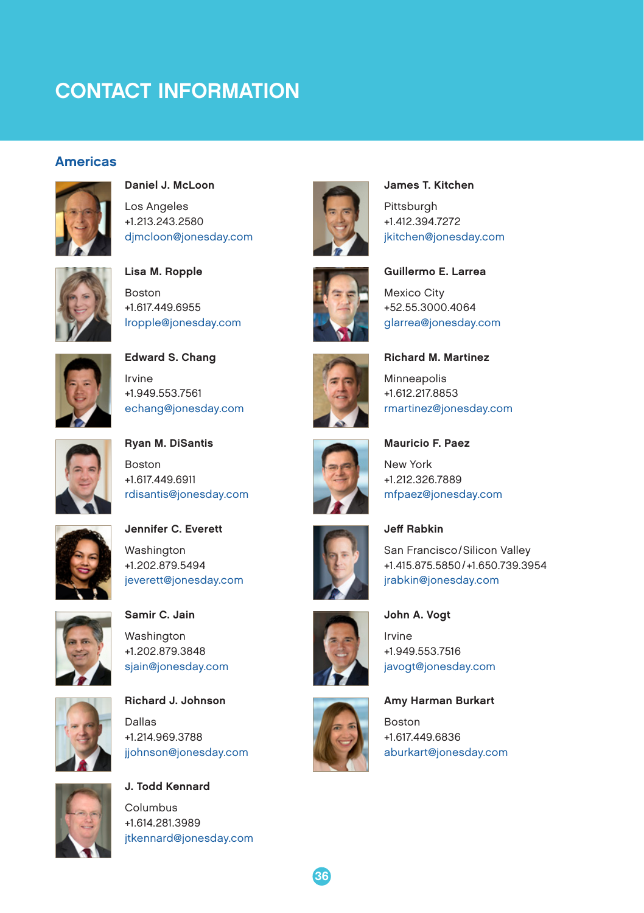# CONTACT INFORMATION

## Americas

**Daniel J. McLoon**

Los Angeles
+1.213.243.2580
djmcloon@jonesday.com

**Lisa M. Ropple**

Boston
+1.617.449.6955
lropple@jonesday.com

**Edward S. Chang**

Irvine
+1.949.553.7561
echang@jonesday.com

**Ryan M. DiSantis**

Boston
+1.617.449.6911
rdisantis@jonesday.com

**Jennifer C. Everett**

Washington
+1.202.879.5494
jeverett@jonesday.com

**Samir C. Jain**

Washington
+1.202.879.3848
sjain@jonesday.com

**Richard J. Johnson**

Dallas
+1.214.969.3788
jjohnson@jonesday.com

**J. Todd Kennard**

Columbus
+1.614.281.3989
jtkennard@jonesday.com

**James T. Kitchen**

Pittsburgh
+1.412.394.7272
jkitchen@jonesday.com

**Guillermo E. Larrea**

Mexico City
+52.55.3000.4064
glarrea@jonesday.com

**Richard M. Martinez**

Minneapolis
+1.612.217.8853
rmartinez@jonesday.com

**Mauricio F. Paez**

New York
+1.212.326.7889
mfpaez@jonesday.com

**Jeff Rabkin**

San Francisco/Silicon Valley
+1.415.875.5850/+1.650.739.3954
jrabkin@jonesday.com

**John A. Vogt**

Irvine
+1.949.553.7516
javogt@jonesday.com

**Amy Harman Burkart**

Boston
+1.617.449.6836
aburkart@jonesday.com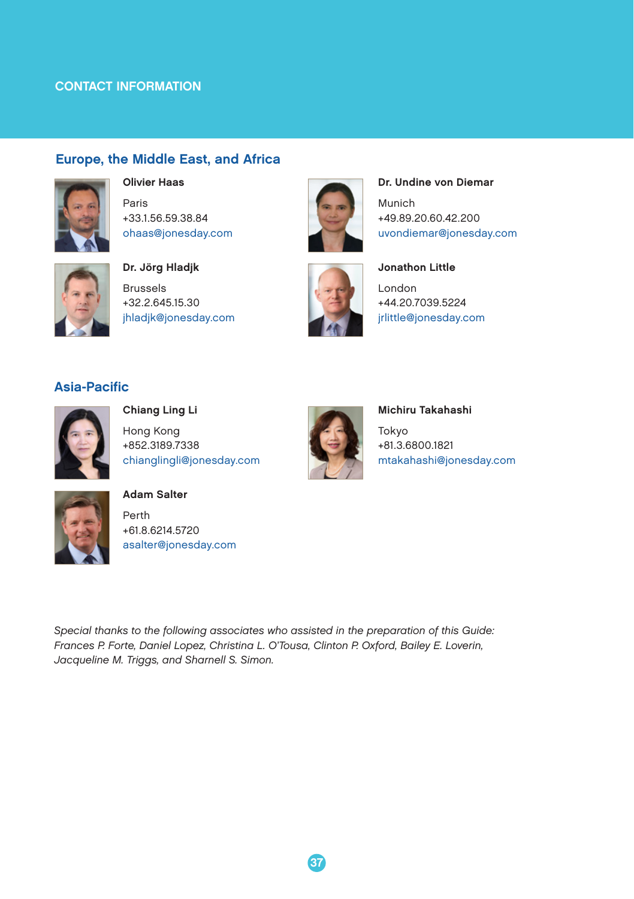# CONTACT INFORMATION

## Europe, the Middle East, and Africa

**Olivier Haas**

Paris
+33.1.56.59.38.84
ohaas@jonesday.com

**Dr. Undine von Diemar**

Munich
+49.89.20.60.42.200
uvondiemar@jonesday.com

**Dr. Jörg Hladjk**

Brussels
+32.2.645.15.30
jhladjk@jonesday.com

**Jonathon Little**

London
+44.20.7039.5224
jrlittle@jonesday.com

## Asia-Pacific

**Chiang Ling Li**

Hong Kong
+852.3189.7338
chianglingli@jonesday.com

**Michiru Takahashi**

Tokyo
+81.3.6800.1821
mtakahashi@jonesday.com

**Adam Salter**

Perth
+61.8.6214.5720
asalter@jonesday.com

*Special thanks to the following associates who assisted in the preparation of this Guide: Frances P. Forte, Daniel Lopez, Christina L. O'Tousa, Clinton P. Oxford, Bailey E. Loverin, Jacqueline M. Triggs, and Sharnell S. Simon.*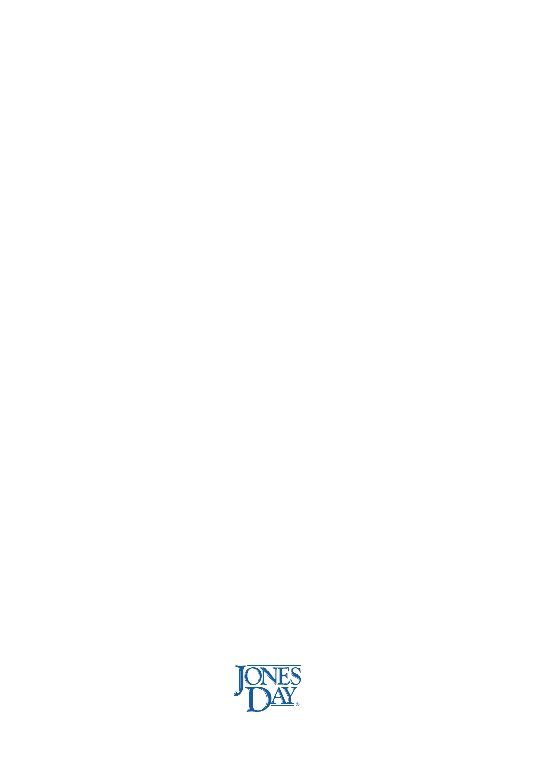JONES DAY®